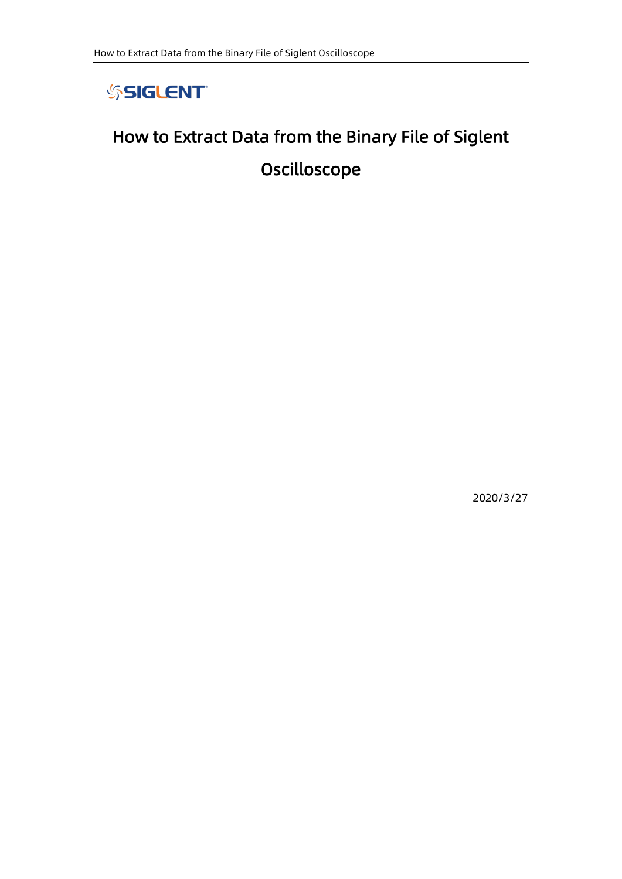SIGLENT

# How to Extract Data from the Binary File of Siglent Oscilloscope

2020/3/27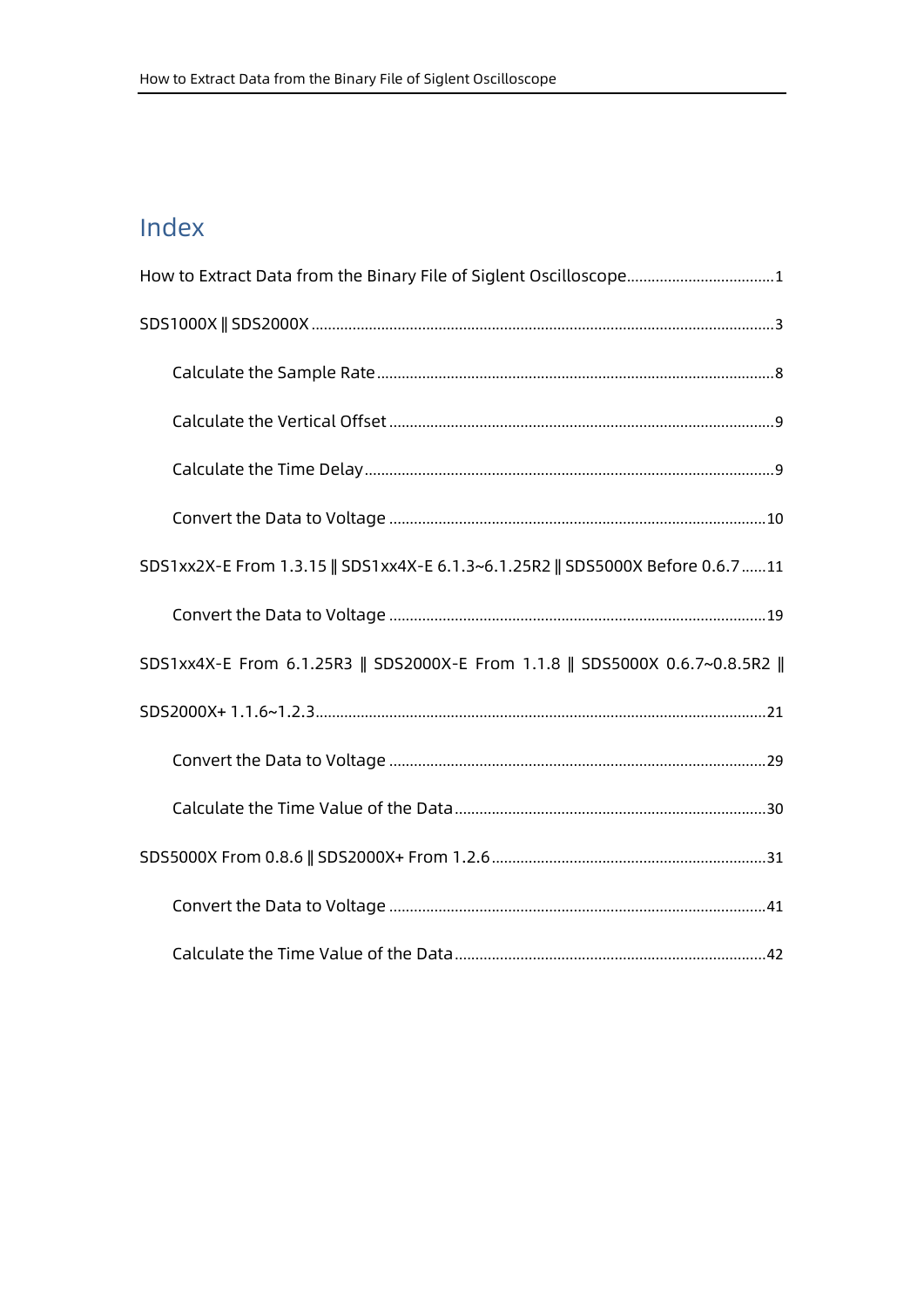# Index

How to Extract Data from the Binary File of Siglent Oscilloscope....................................1

SDS1000X ‖ SDS2000X ....................................3

- Calculate the Sample Rate ....................................8
- Calculate the Vertical Offset ....................................9
- Calculate the Time Delay ....................................9
- Convert the Data to Voltage ....................................10

SDS1xx2X-E From 1.3.15 ‖ SDS1xx4X-E 6.1.3~6.1.25R2 ‖ SDS5000X Before 0.6.7 ......11

- Convert the Data to Voltage ....................................19

SDS1xx4X-E From 6.1.25R3 ‖ SDS2000X-E From 1.1.8 ‖ SDS5000X 0.6.7~0.8.5R2 ‖ SDS2000X+ 1.1.6~1.2.3....................................21

- Convert the Data to Voltage ....................................29
- Calculate the Time Value of the Data....................................30

SDS5000X From 0.8.6 ‖ SDS2000X+ From 1.2.6....................................31

- Convert the Data to Voltage ....................................41
- Calculate the Time Value of the Data....................................42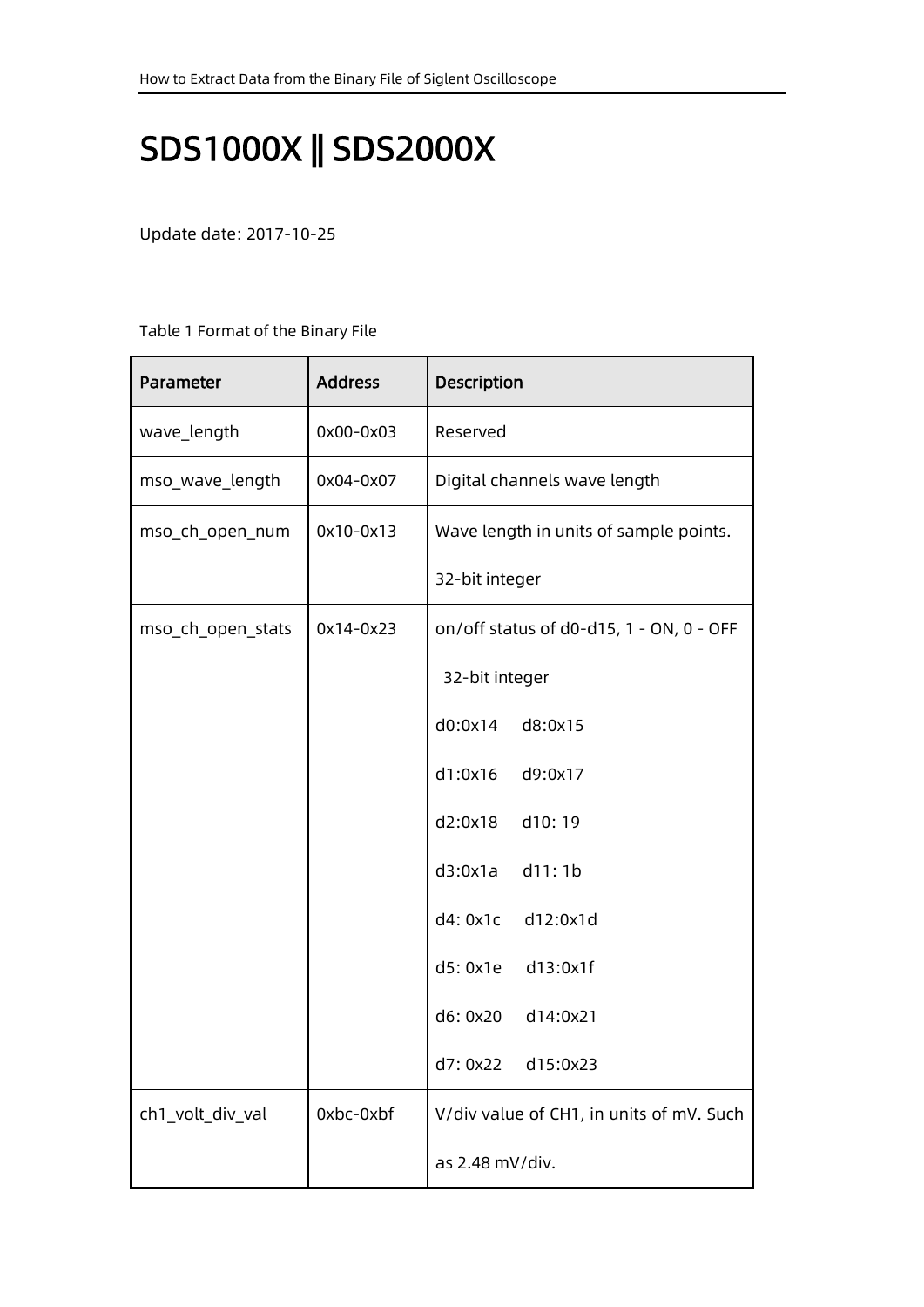# SDS1000X || SDS2000X

Update date: 2017-10-25

Table 1 Format of the Binary File

| Parameter | Address | Description |
|---|---|---|
| wave_length | 0x00-0x03 | Reserved |
| mso_wave_length | 0x04-0x07 | Digital channels wave length |
| mso_ch_open_num | 0x10-0x13 | Wave length in units of sample points.<br>32-bit integer |
| mso_ch_open_stats | 0x14-0x23 | on/off status of d0-d15, 1 - ON, 0 - OFF<br>32-bit integer<br>d0:0x14 d8:0x15<br>d1:0x16 d9:0x17<br>d2:0x18 d10: 19<br>d3:0x1a d11: 1b<br>d4: 0x1c d12:0x1d<br>d5: 0x1e d13:0x1f<br>d6: 0x20 d14:0x21<br>d7: 0x22 d15:0x23 |
| ch1_volt_div_val | 0xbc-0xbf | V/div value of CH1, in units of mV. Such as 2.48 mV/div. |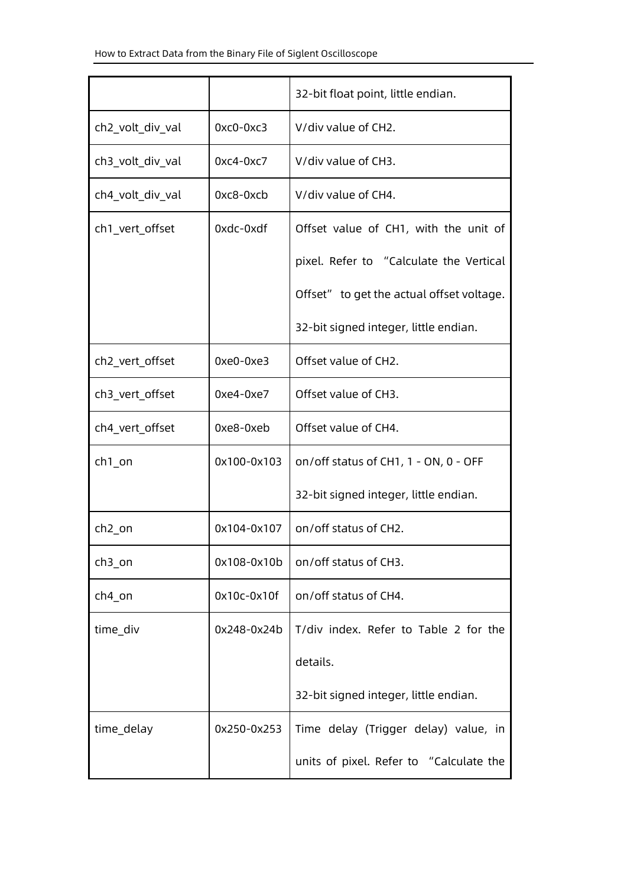| | | |
|---|---|---|
| | | 32-bit float point, little endian. |
| ch2_volt_div_val | 0xc0-0xc3 | V/div value of CH2. |
| ch3_volt_div_val | 0xc4-0xc7 | V/div value of CH3. |
| ch4_volt_div_val | 0xc8-0xcb | V/div value of CH4. |
| ch1_vert_offset | 0xdc-0xdf | Offset value of CH1, with the unit of pixel. Refer to "Calculate the Vertical Offset" to get the actual offset voltage. 32-bit signed integer, little endian. |
| ch2_vert_offset | 0xe0-0xe3 | Offset value of CH2. |
| ch3_vert_offset | 0xe4-0xe7 | Offset value of CH3. |
| ch4_vert_offset | 0xe8-0xeb | Offset value of CH4. |
| ch1_on | 0x100-0x103 | on/off status of CH1, 1 - ON, 0 - OFF 32-bit signed integer, little endian. |
| ch2_on | 0x104-0x107 | on/off status of CH2. |
| ch3_on | 0x108-0x10b | on/off status of CH3. |
| ch4_on | 0x10c-0x10f | on/off status of CH4. |
| time_div | 0x248-0x24b | T/div index. Refer to Table 2 for the details. 32-bit signed integer, little endian. |
| time_delay | 0x250-0x253 | Time delay (Trigger delay) value, in units of pixel. Refer to "Calculate the |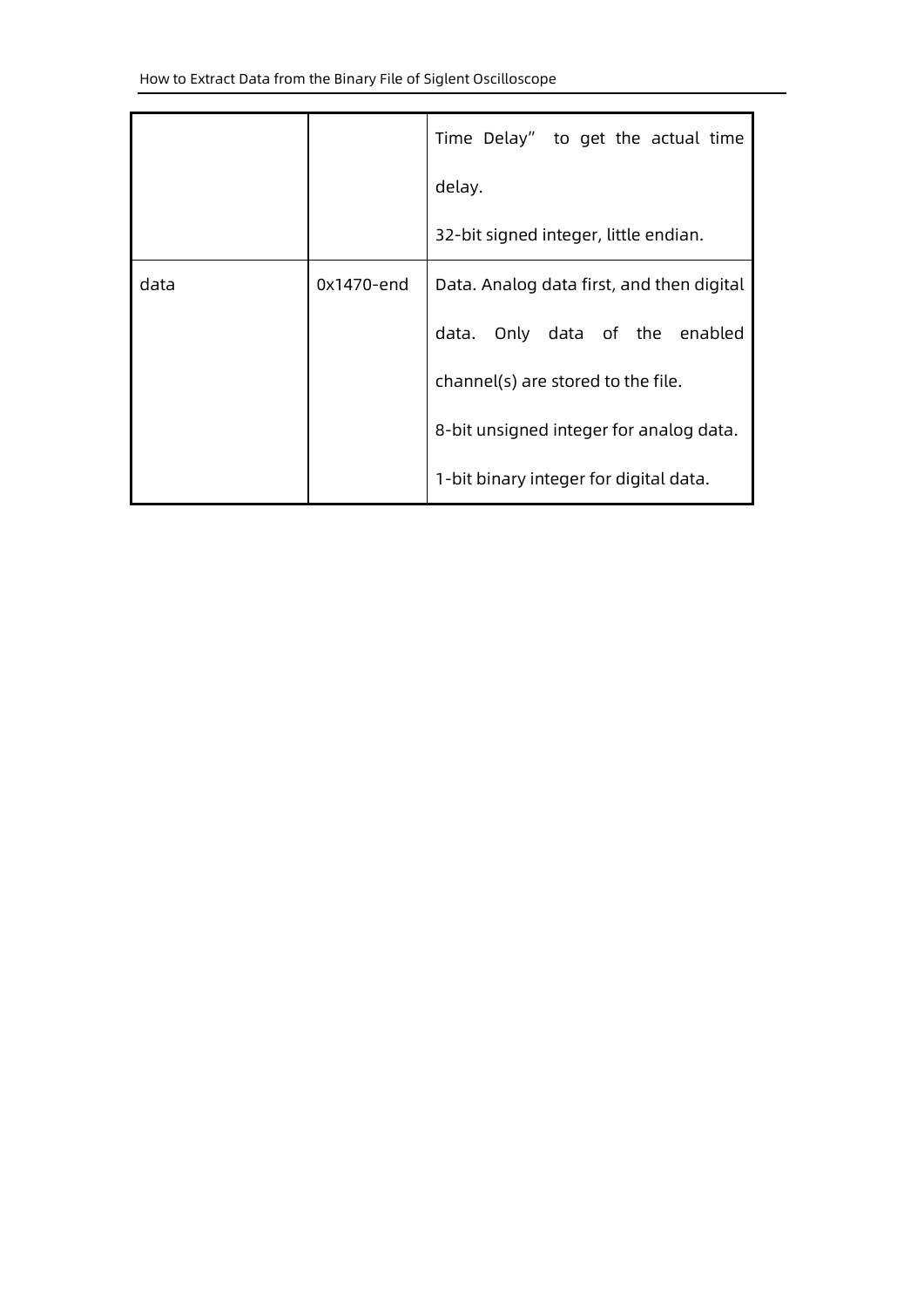| | | |
|---|---|---|
| | | Time Delay" to get the actual time delay.<br>32-bit signed integer, little endian. |
| data | 0x1470-end | Data. Analog data first, and then digital data. Only data of the enabled channel(s) are stored to the file.<br>8-bit unsigned integer for analog data.<br>1-bit binary integer for digital data. |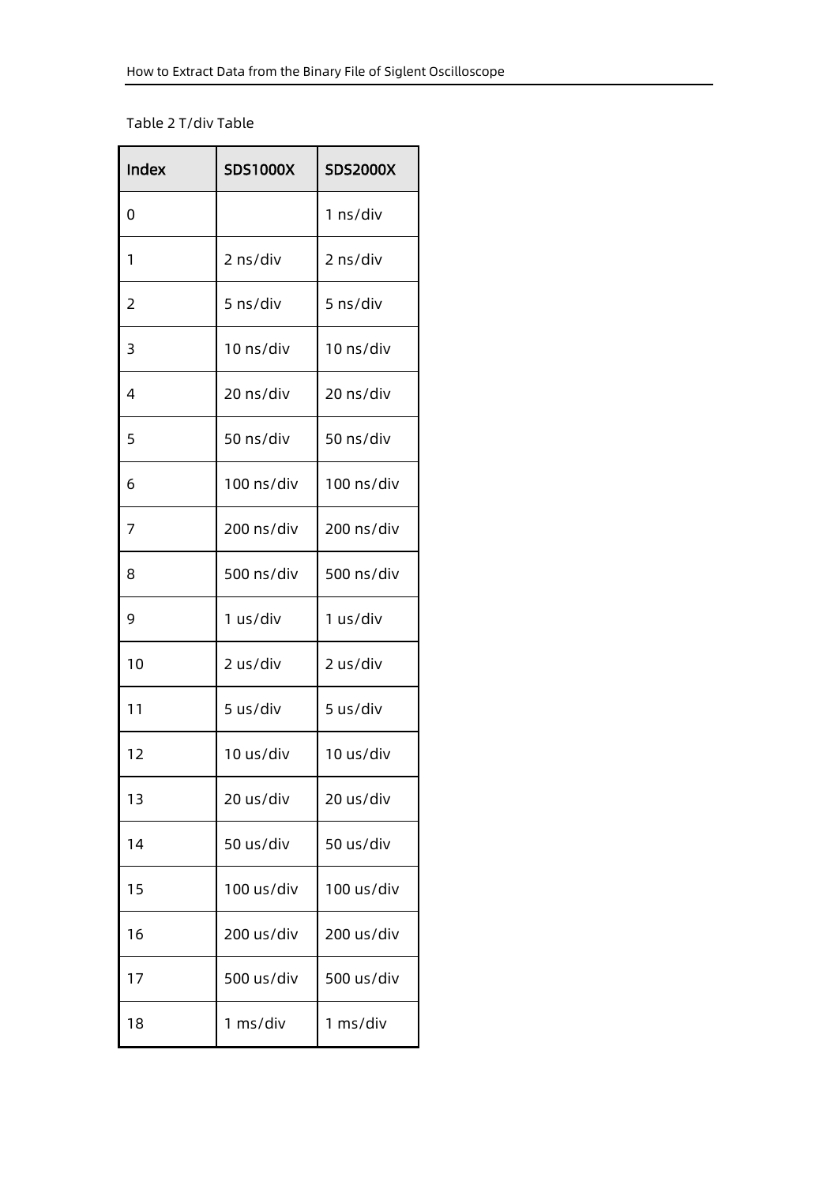Table 2 T/div Table

| Index | SDS1000X | SDS2000X |
|---|---|---|
| 0 | | 1 ns/div |
| 1 | 2 ns/div | 2 ns/div |
| 2 | 5 ns/div | 5 ns/div |
| 3 | 10 ns/div | 10 ns/div |
| 4 | 20 ns/div | 20 ns/div |
| 5 | 50 ns/div | 50 ns/div |
| 6 | 100 ns/div | 100 ns/div |
| 7 | 200 ns/div | 200 ns/div |
| 8 | 500 ns/div | 500 ns/div |
| 9 | 1 us/div | 1 us/div |
| 10 | 2 us/div | 2 us/div |
| 11 | 5 us/div | 5 us/div |
| 12 | 10 us/div | 10 us/div |
| 13 | 20 us/div | 20 us/div |
| 14 | 50 us/div | 50 us/div |
| 15 | 100 us/div | 100 us/div |
| 16 | 200 us/div | 200 us/div |
| 17 | 500 us/div | 500 us/div |
| 18 | 1 ms/div | 1 ms/div |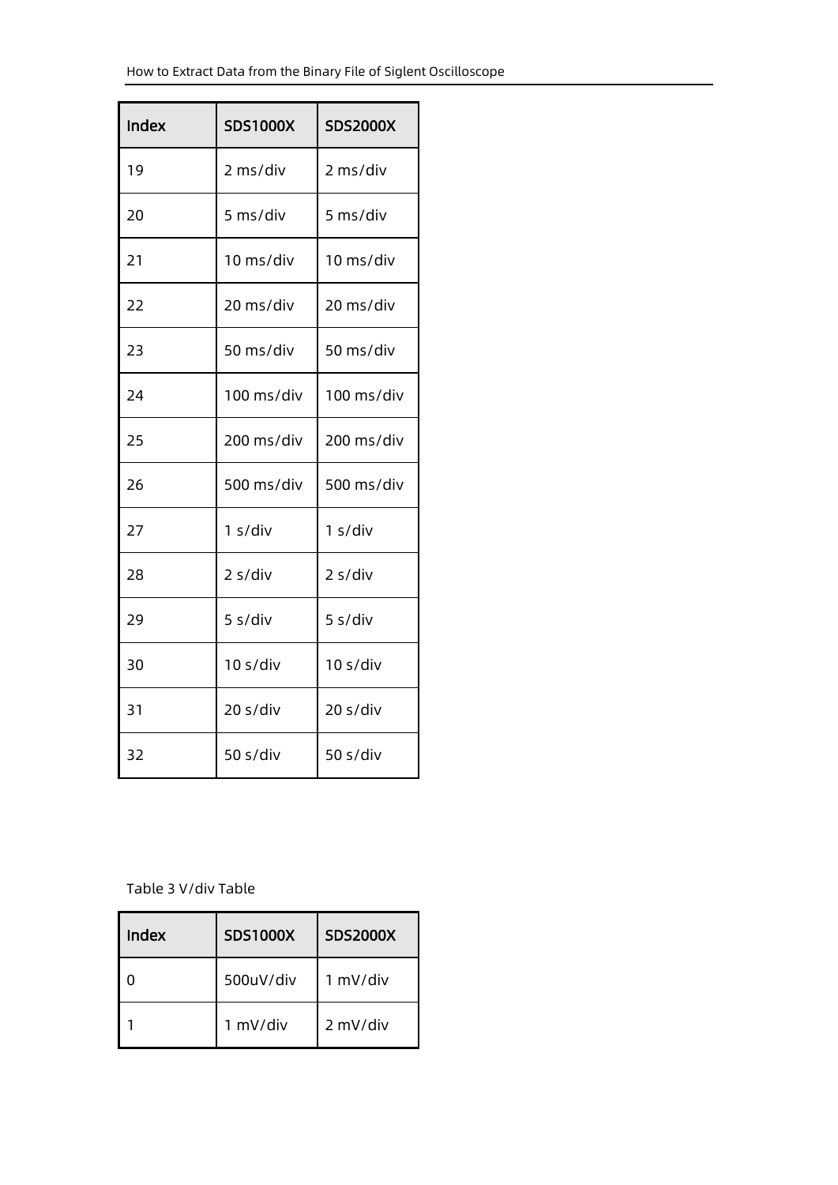| Index | SDS1000X | SDS2000X |
| --- | --- | --- |
| 19 | 2 ms/div | 2 ms/div |
| 20 | 5 ms/div | 5 ms/div |
| 21 | 10 ms/div | 10 ms/div |
| 22 | 20 ms/div | 20 ms/div |
| 23 | 50 ms/div | 50 ms/div |
| 24 | 100 ms/div | 100 ms/div |
| 25 | 200 ms/div | 200 ms/div |
| 26 | 500 ms/div | 500 ms/div |
| 27 | 1 s/div | 1 s/div |
| 28 | 2 s/div | 2 s/div |
| 29 | 5 s/div | 5 s/div |
| 30 | 10 s/div | 10 s/div |
| 31 | 20 s/div | 20 s/div |
| 32 | 50 s/div | 50 s/div |

Table 3 V/div Table

| Index | SDS1000X | SDS2000X |
| --- | --- | --- |
| 0 | 500uV/div | 1 mV/div |
| 1 | 1 mV/div | 2 mV/div |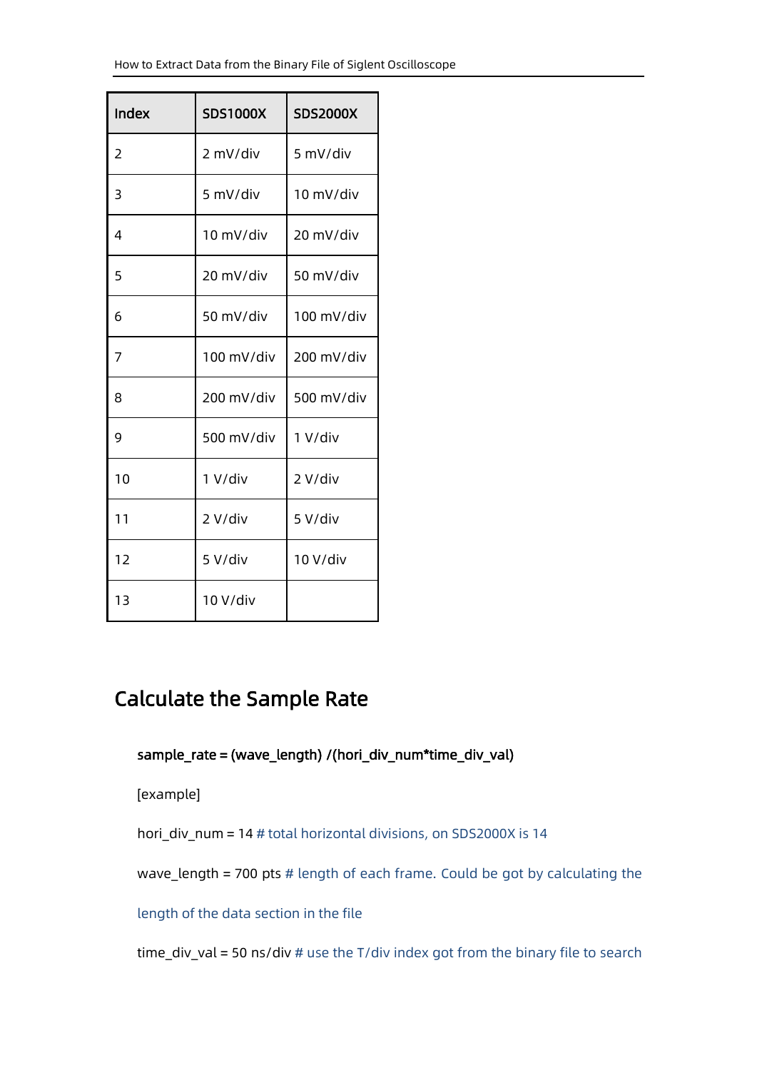| Index | SDS1000X | SDS2000X |
|---|---|---|
| 2 | 2 mV/div | 5 mV/div |
| 3 | 5 mV/div | 10 mV/div |
| 4 | 10 mV/div | 20 mV/div |
| 5 | 20 mV/div | 50 mV/div |
| 6 | 50 mV/div | 100 mV/div |
| 7 | 100 mV/div | 200 mV/div |
| 8 | 200 mV/div | 500 mV/div |
| 9 | 500 mV/div | 1 V/div |
| 10 | 1 V/div | 2 V/div |
| 11 | 2 V/div | 5 V/div |
| 12 | 5 V/div | 10 V/div |
| 13 | 10 V/div | |

## Calculate the Sample Rate

**sample_rate = (wave_length) /(hori_div_num*time_div_val)**

[example]

hori_div_num = 14 # total horizontal divisions, on SDS2000X is 14

wave_length = 700 pts # length of each frame. Could be got by calculating the length of the data section in the file

time_div_val = 50 ns/div # use the T/div index got from the binary file to search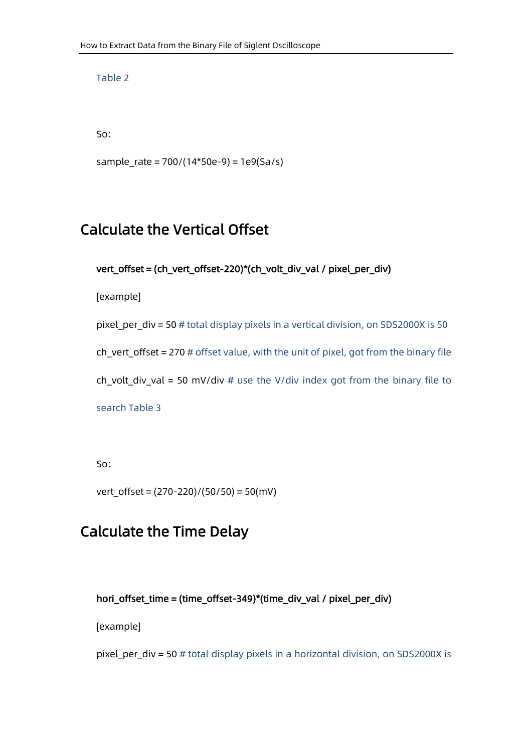Table 2

So:

sample_rate = 700/(14*50e-9) = 1e9(Sa/s)

## Calculate the Vertical Offset

**vert_offset = (ch_vert_offset-220)*(ch_volt_div_val / pixel_per_div)**

[example]

pixel_per_div = 50 # total display pixels in a vertical division, on SDS2000X is 50

ch_vert_offset = 270 # offset value, with the unit of pixel, got from the binary file

ch_volt_div_val = 50 mV/div # use the V/div index got from the binary file to search Table 3

So:

vert_offset = (270-220)/(50/50) = 50(mV)

## Calculate the Time Delay

**hori_offset_time = (time_offset-349)*(time_div_val / pixel_per_div)**

[example]

pixel_per_div = 50 # total display pixels in a horizontal division, on SDS2000X is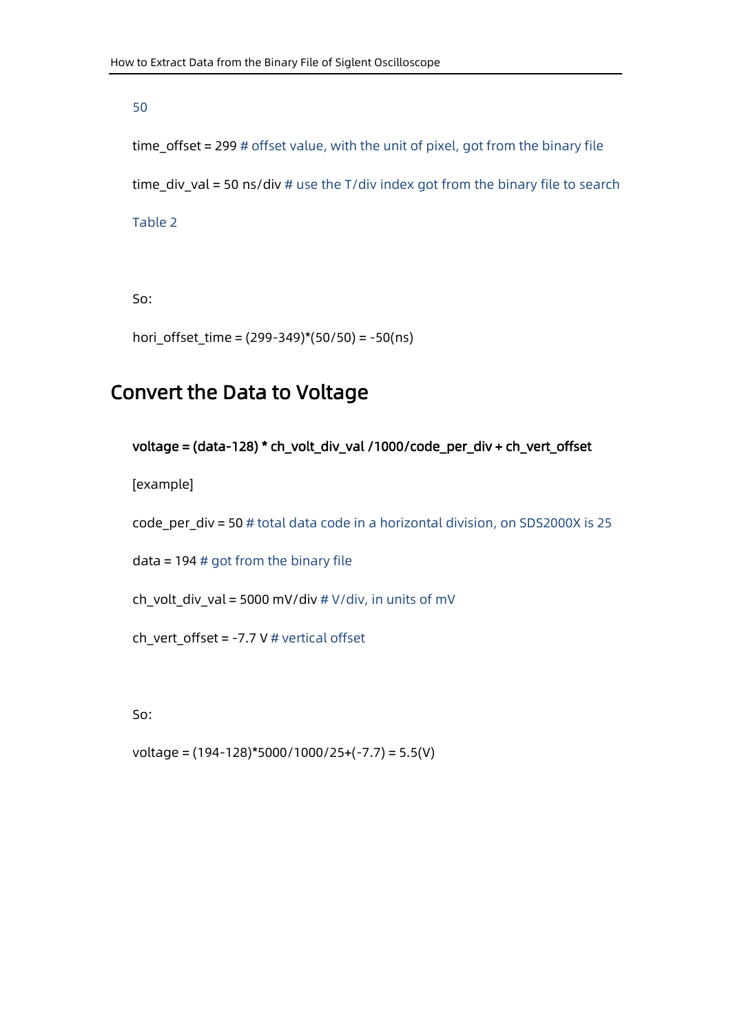50

time_offset = 299 # offset value, with the unit of pixel, got from the binary file

time_div_val = 50 ns/div # use the T/div index got from the binary file to search Table 2

So:

hori_offset_time = (299-349)*(50/50) = -50(ns)

## Convert the Data to Voltage

**voltage = (data-128) * ch_volt_div_val /1000/code_per_div + ch_vert_offset**

[example]

code_per_div = 50 # total data code in a horizontal division, on SDS2000X is 25

data = 194 # got from the binary file

ch_volt_div_val = 5000 mV/div # V/div, in units of mV

ch_vert_offset = -7.7 V # vertical offset

So:

voltage = (194-128)*5000/1000/25+(-7.7) = 5.5(V)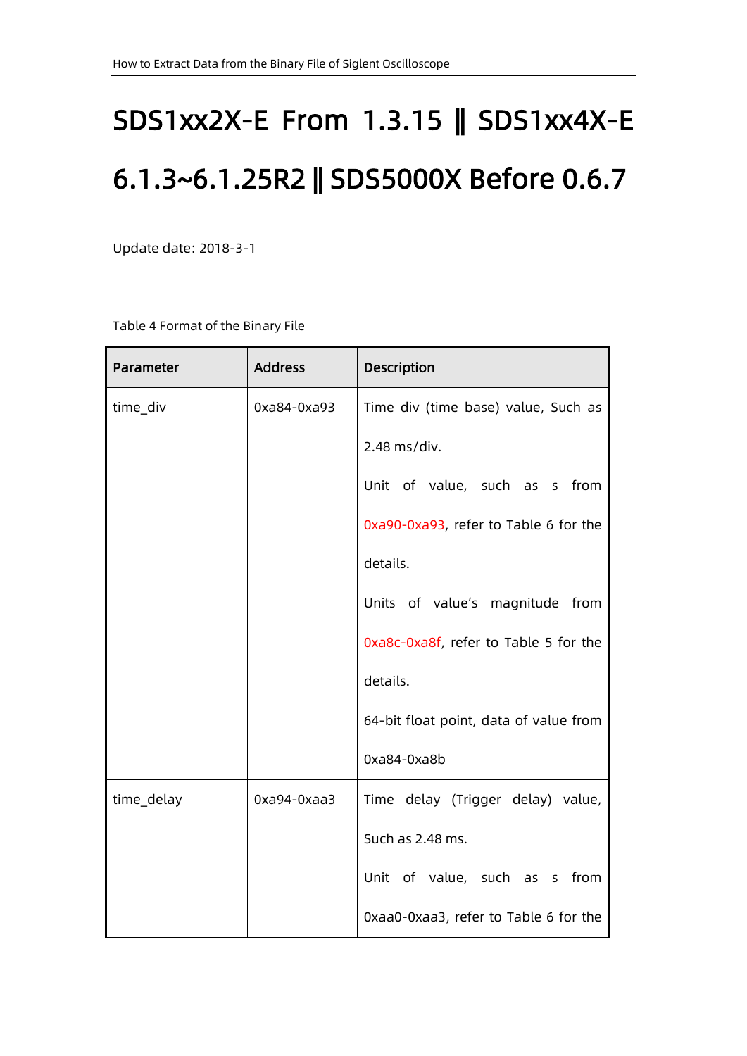# SDS1xx2X-E From 1.3.15 || SDS1xx4X-E 6.1.3~6.1.25R2 || SDS5000X Before 0.6.7

Update date: 2018-3-1

Table 4 Format of the Binary File

| Parameter | Address | Description |
|---|---|---|
| time_div | 0xa84-0xa93 | Time div (time base) value, Such as 2.48 ms/div.<br>Unit of value, such as s from 0xa90-0xa93, refer to Table 6 for the details.<br>Units of value's magnitude from 0xa8c-0xa8f, refer to Table 5 for the details.<br>64-bit float point, data of value from 0xa84-0xa8b |
| time_delay | 0xa94-0xaa3 | Time delay (Trigger delay) value, Such as 2.48 ms.<br>Unit of value, such as s from 0xaa0-0xaa3, refer to Table 6 for the |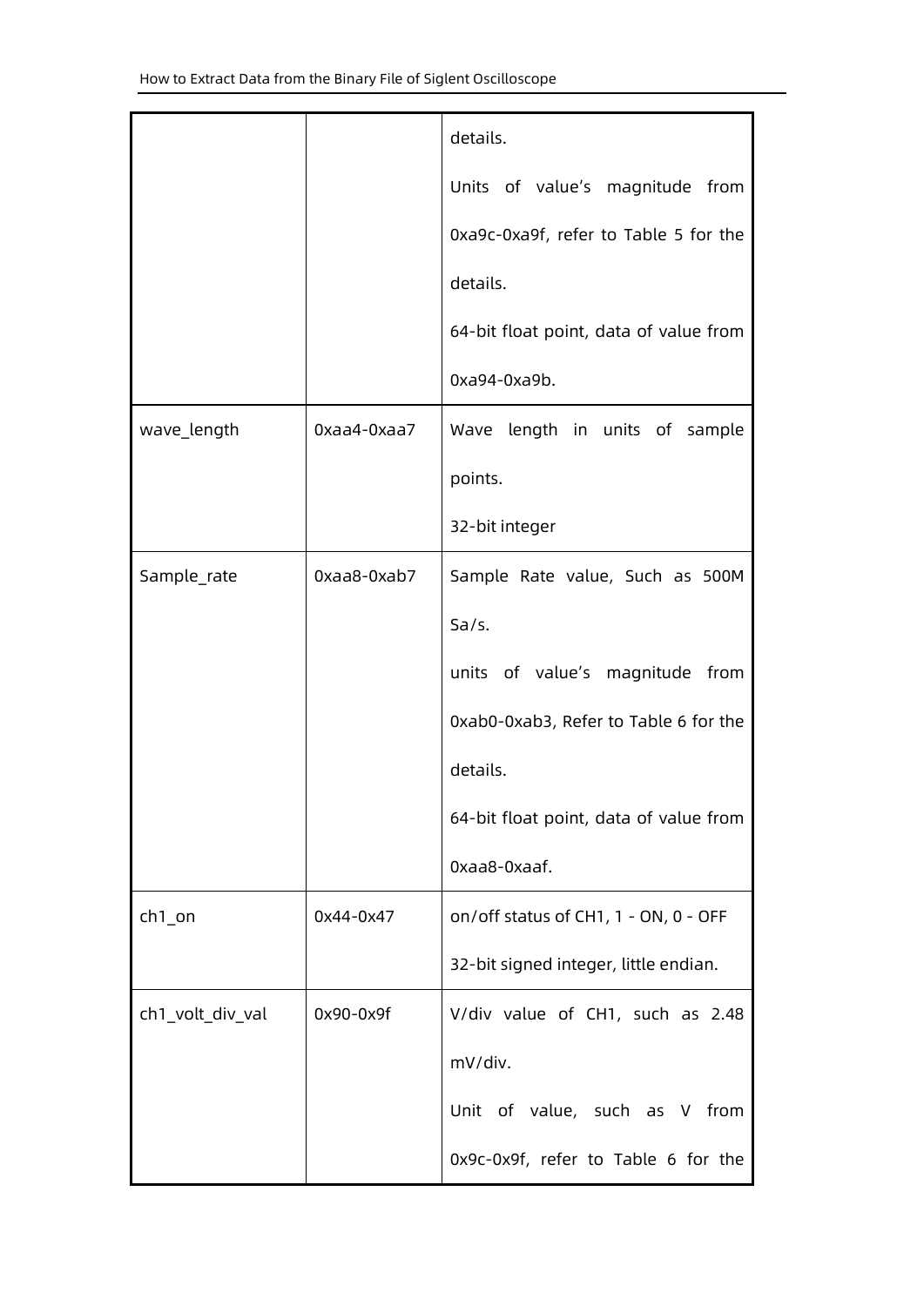| | | |
|---|---|---|
| | | details.<br>Units of value's magnitude from 0xa9c-0xa9f, refer to Table 5 for the details.<br>64-bit float point, data of value from 0xa94-0xa9b. |
| wave_length | 0xaa4-0xaa7 | Wave length in units of sample points.<br>32-bit integer |
| Sample_rate | 0xaa8-0xab7 | Sample Rate value, Such as 500M Sa/s.<br>units of value's magnitude from 0xab0-0xab3, Refer to Table 6 for the details.<br>64-bit float point, data of value from 0xaa8-0xaaf. |
| ch1_on | 0x44-0x47 | on/off status of CH1, 1 - ON, 0 - OFF<br>32-bit signed integer, little endian. |
| ch1_volt_div_val | 0x90-0x9f | V/div value of CH1, such as 2.48 mV/div.<br>Unit of value, such as V from 0x9c-0x9f, refer to Table 6 for the |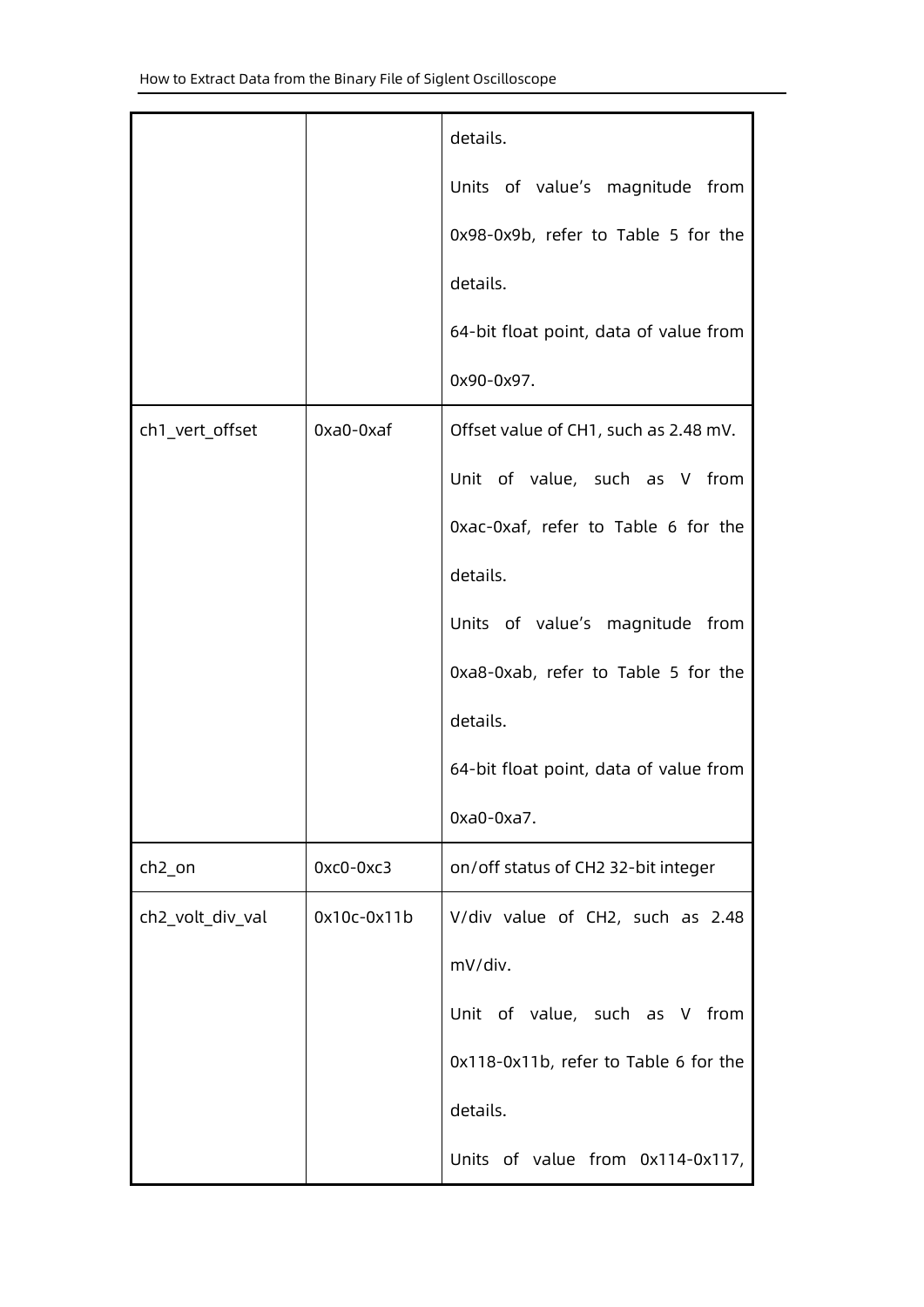| | | |
|---|---|---|
| | | details.<br>Units of value's magnitude from 0x98-0x9b, refer to Table 5 for the details.<br>64-bit float point, data of value from 0x90-0x97. |
| ch1_vert_offset | 0xa0-0xaf | Offset value of CH1, such as 2.48 mV.<br>Unit of value, such as V from 0xac-0xaf, refer to Table 6 for the details.<br>Units of value's magnitude from 0xa8-0xab, refer to Table 5 for the details.<br>64-bit float point, data of value from 0xa0-0xa7. |
| ch2_on | 0xc0-0xc3 | on/off status of CH2 32-bit integer |
| ch2_volt_div_val | 0x10c-0x11b | V/div value of CH2, such as 2.48 mV/div.<br>Unit of value, such as V from 0x118-0x11b, refer to Table 6 for the details.<br>Units of value from 0x114-0x117, |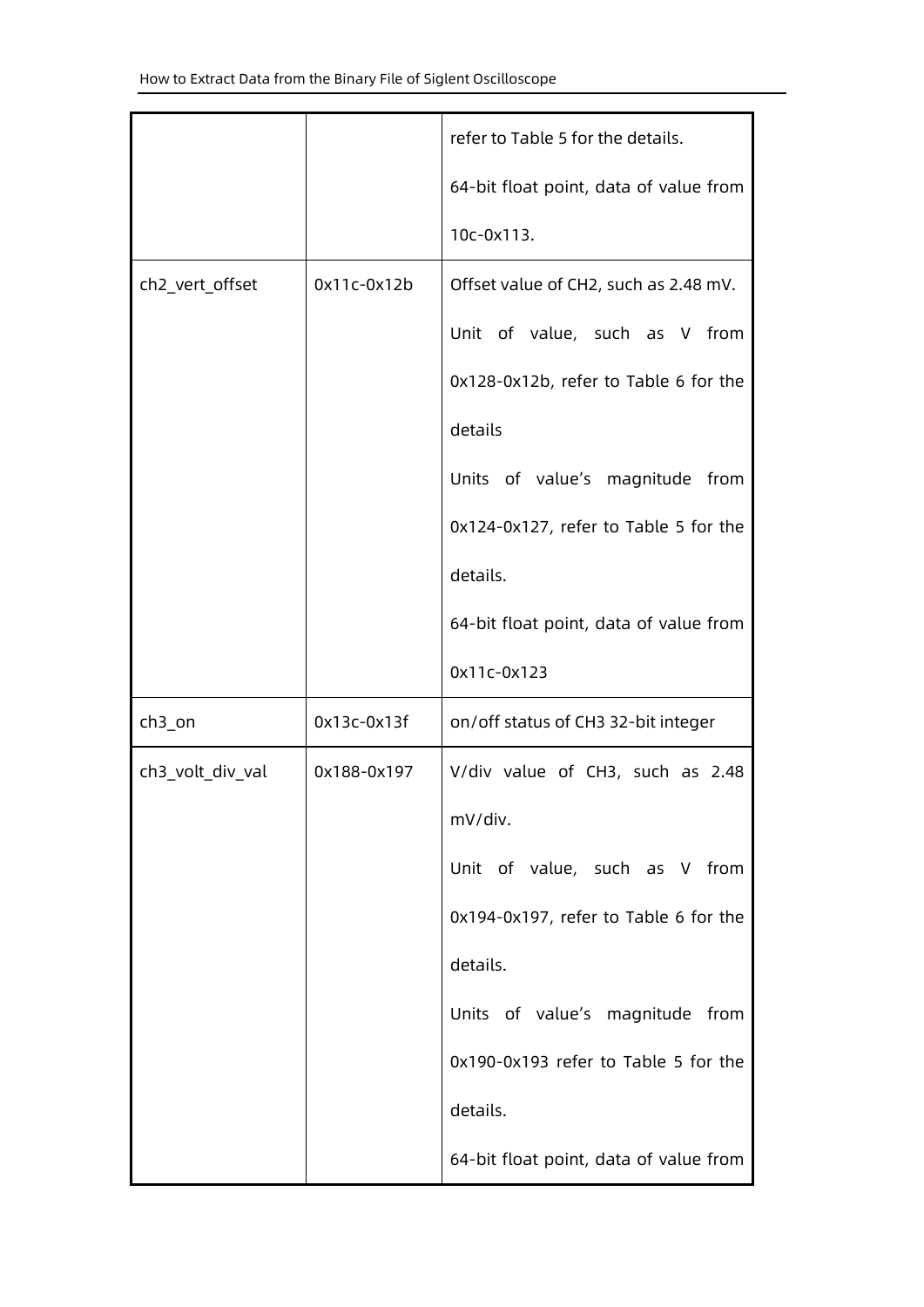| | | |
|---|---|---|
| | | refer to Table 5 for the details.<br>64-bit float point, data of value from 10c-0x113. |
| ch2_vert_offset | 0x11c-0x12b | Offset value of CH2, such as 2.48 mV.<br>Unit of value, such as V from 0x128-0x12b, refer to Table 6 for the details<br>Units of value's magnitude from 0x124-0x127, refer to Table 5 for the details.<br>64-bit float point, data of value from 0x11c-0x123 |
| ch3_on | 0x13c-0x13f | on/off status of CH3 32-bit integer |
| ch3_volt_div_val | 0x188-0x197 | V/div value of CH3, such as 2.48 mV/div.<br>Unit of value, such as V from 0x194-0x197, refer to Table 6 for the details.<br>Units of value's magnitude from 0x190-0x193 refer to Table 5 for the details.<br>64-bit float point, data of value from |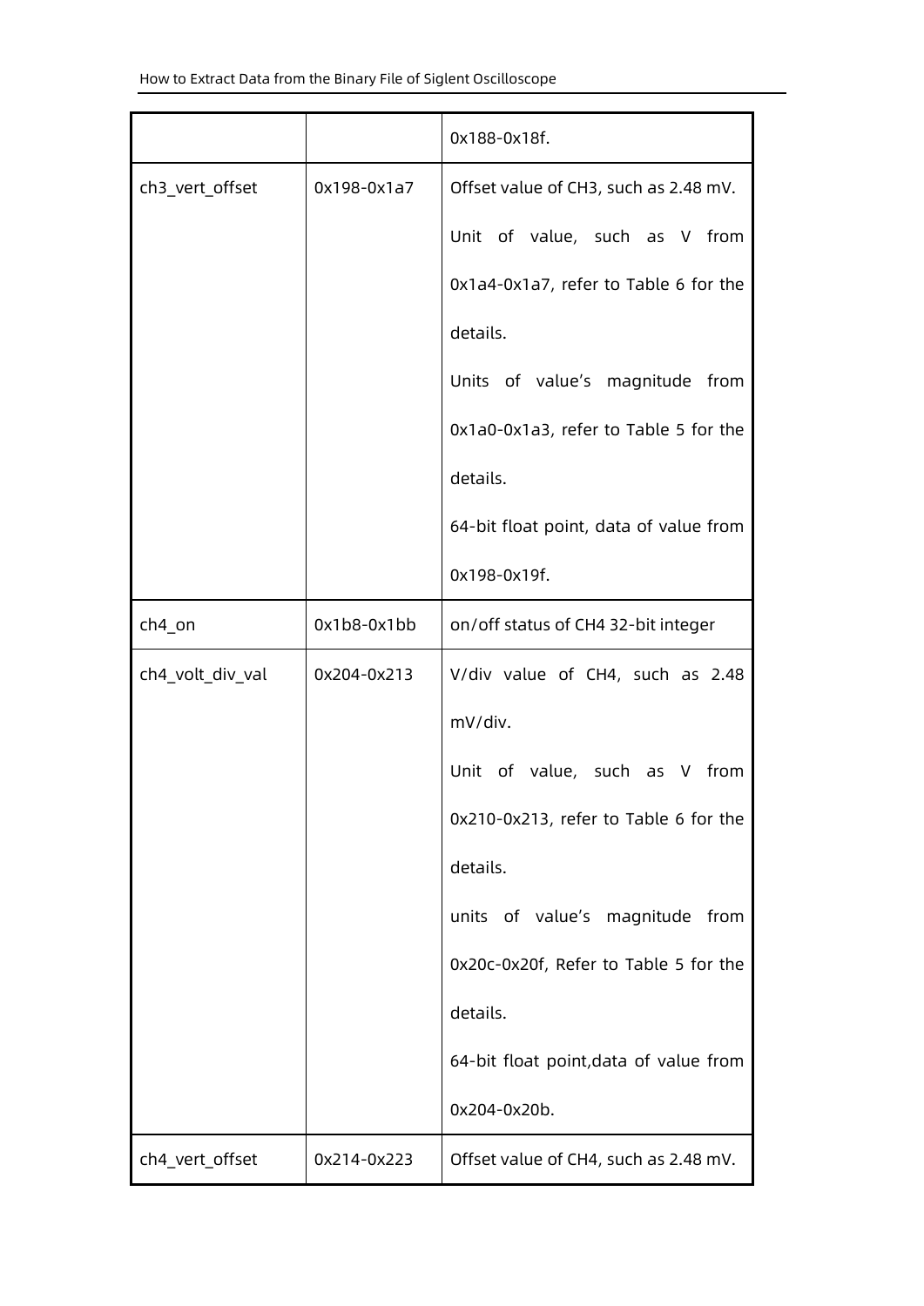| | | |
|---|---|---|
| | | 0x188-0x18f. |
| ch3_vert_offset | 0x198-0x1a7 | Offset value of CH3, such as 2.48 mV. Unit of value, such as V from 0x1a4-0x1a7, refer to Table 6 for the details. Units of value's magnitude from 0x1a0-0x1a3, refer to Table 5 for the details. 64-bit float point, data of value from 0x198-0x19f. |
| ch4_on | 0x1b8-0x1bb | on/off status of CH4 32-bit integer |
| ch4_volt_div_val | 0x204-0x213 | V/div value of CH4, such as 2.48 mV/div. Unit of value, such as V from 0x210-0x213, refer to Table 6 for the details. units of value's magnitude from 0x20c-0x20f, Refer to Table 5 for the details. 64-bit float point,data of value from 0x204-0x20b. |
| ch4_vert_offset | 0x214-0x223 | Offset value of CH4, such as 2.48 mV. |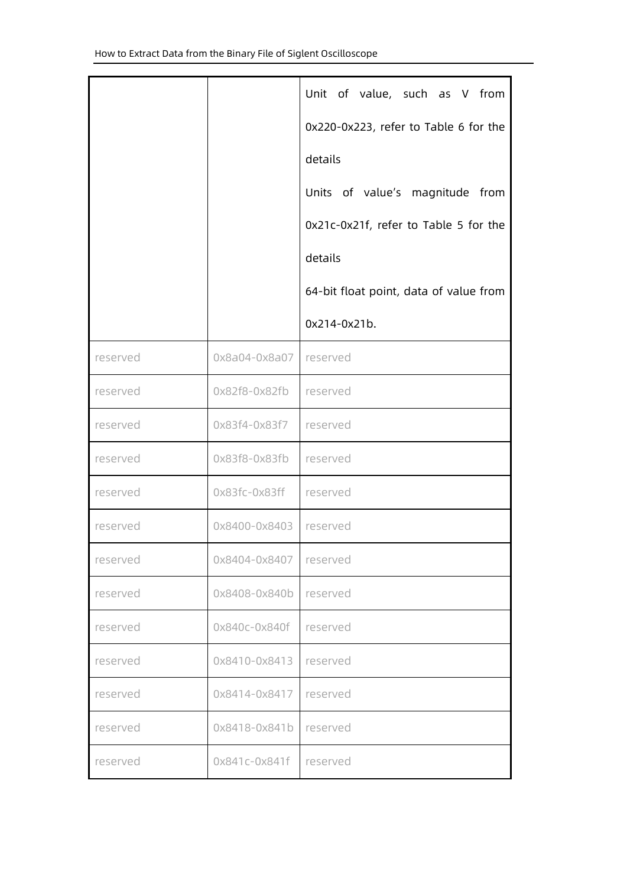| | | |
|---|---|---|
| | | Unit of value, such as V from 0x220-0x223, refer to Table 6 for the details<br>Units of value's magnitude from 0x21c-0x21f, refer to Table 5 for the details<br>64-bit float point, data of value from 0x214-0x21b. |
| reserved | 0x8a04-0x8a07 | reserved |
| reserved | 0x82f8-0x82fb | reserved |
| reserved | 0x83f4-0x83f7 | reserved |
| reserved | 0x83f8-0x83fb | reserved |
| reserved | 0x83fc-0x83ff | reserved |
| reserved | 0x8400-0x8403 | reserved |
| reserved | 0x8404-0x8407 | reserved |
| reserved | 0x8408-0x840b | reserved |
| reserved | 0x840c-0x840f | reserved |
| reserved | 0x8410-0x8413 | reserved |
| reserved | 0x8414-0x8417 | reserved |
| reserved | 0x8418-0x841b | reserved |
| reserved | 0x841c-0x841f | reserved |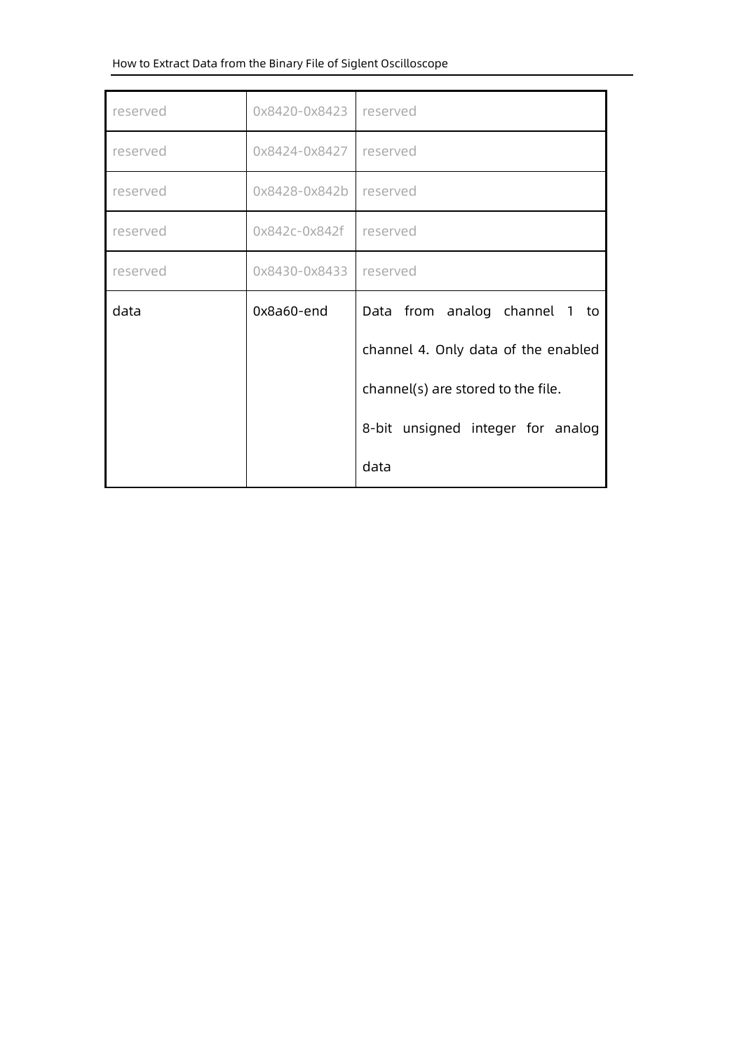| | | |
| --- | --- | --- |
| reserved | 0x8420-0x8423 | reserved |
| reserved | 0x8424-0x8427 | reserved |
| reserved | 0x8428-0x842b | reserved |
| reserved | 0x842c-0x842f | reserved |
| reserved | 0x8430-0x8433 | reserved |
| data | 0x8a60-end | Data from analog channel 1 to channel 4. Only data of the enabled channel(s) are stored to the file. 8-bit unsigned integer for analog data |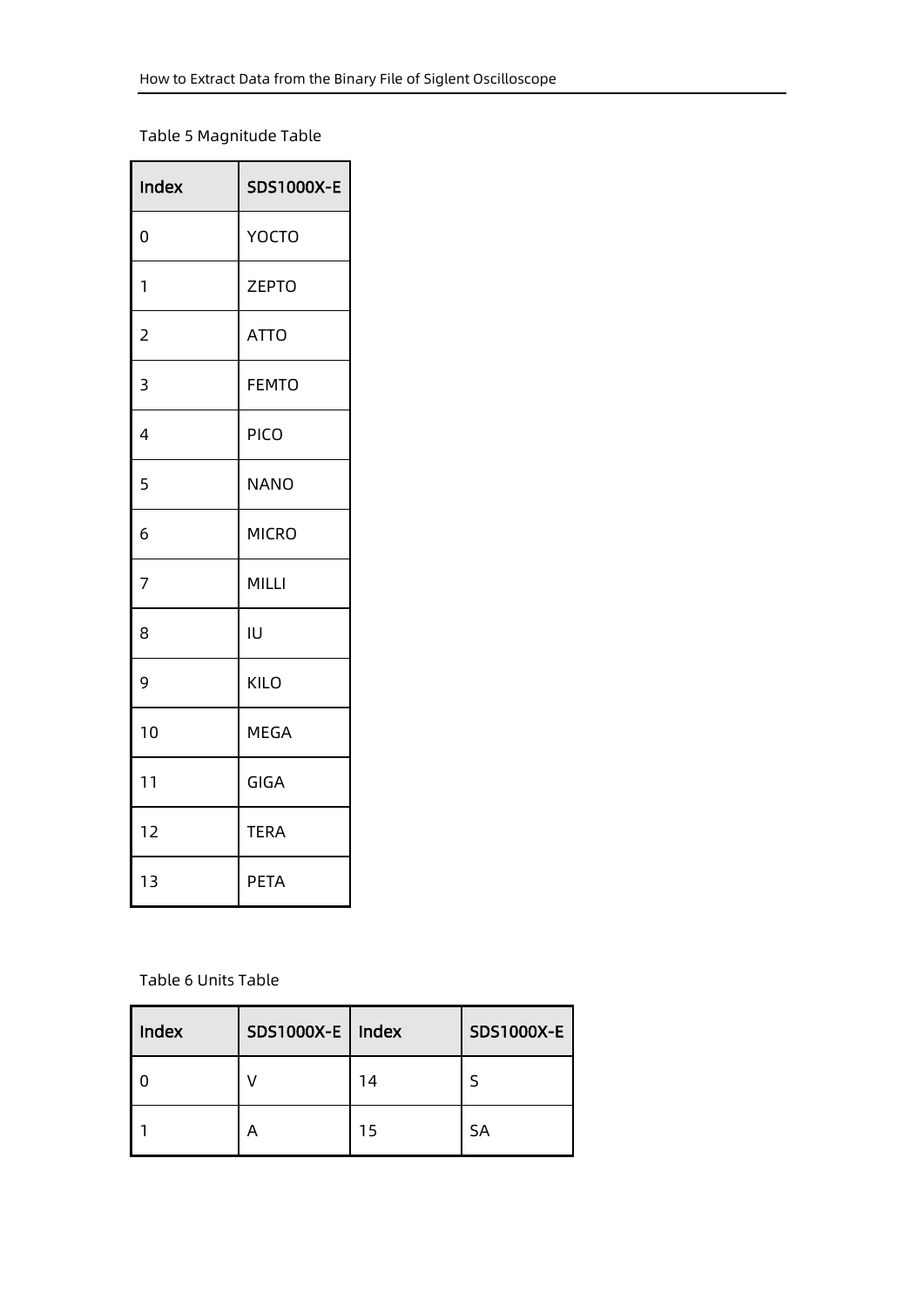Table 5 Magnitude Table

| Index | SDS1000X-E |
|---|---|
| 0 | YOCTO |
| 1 | ZEPTO |
| 2 | ATTO |
| 3 | FEMTO |
| 4 | PICO |
| 5 | NANO |
| 6 | MICRO |
| 7 | MILLI |
| 8 | IU |
| 9 | KILO |
| 10 | MEGA |
| 11 | GIGA |
| 12 | TERA |
| 13 | PETA |

Table 6 Units Table

| Index | SDS1000X-E | Index | SDS1000X-E |
|---|---|---|---|
| 0 | V | 14 | S |
| 1 | A | 15 | SA |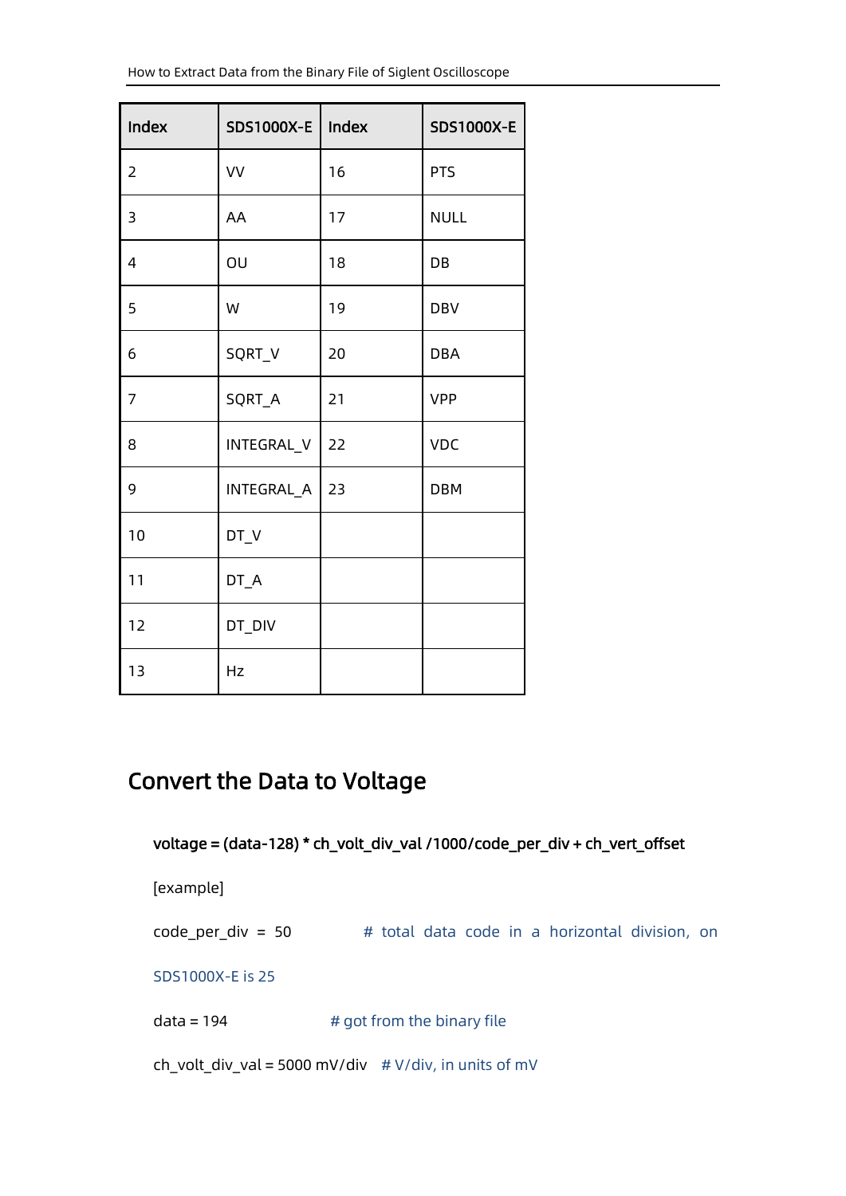| Index | SDS1000X-E | Index | SDS1000X-E |
|---|---|---|---|
| 2 | VV | 16 | PTS |
| 3 | AA | 17 | NULL |
| 4 | OU | 18 | DB |
| 5 | W | 19 | DBV |
| 6 | SQRT_V | 20 | DBA |
| 7 | SQRT_A | 21 | VPP |
| 8 | INTEGRAL_V | 22 | VDC |
| 9 | INTEGRAL_A | 23 | DBM |
| 10 | DT_V | | |
| 11 | DT_A | | |
| 12 | DT_DIV | | |
| 13 | Hz | | |

## Convert the Data to Voltage

**voltage = (data-128) * ch_volt_div_val /1000/code_per_div + ch_vert_offset**

[example]

code_per_div = 50 # total data code in a horizontal division, on SDS1000X-E is 25

data = 194 # got from the binary file

ch_volt_div_val = 5000 mV/div # V/div, in units of mV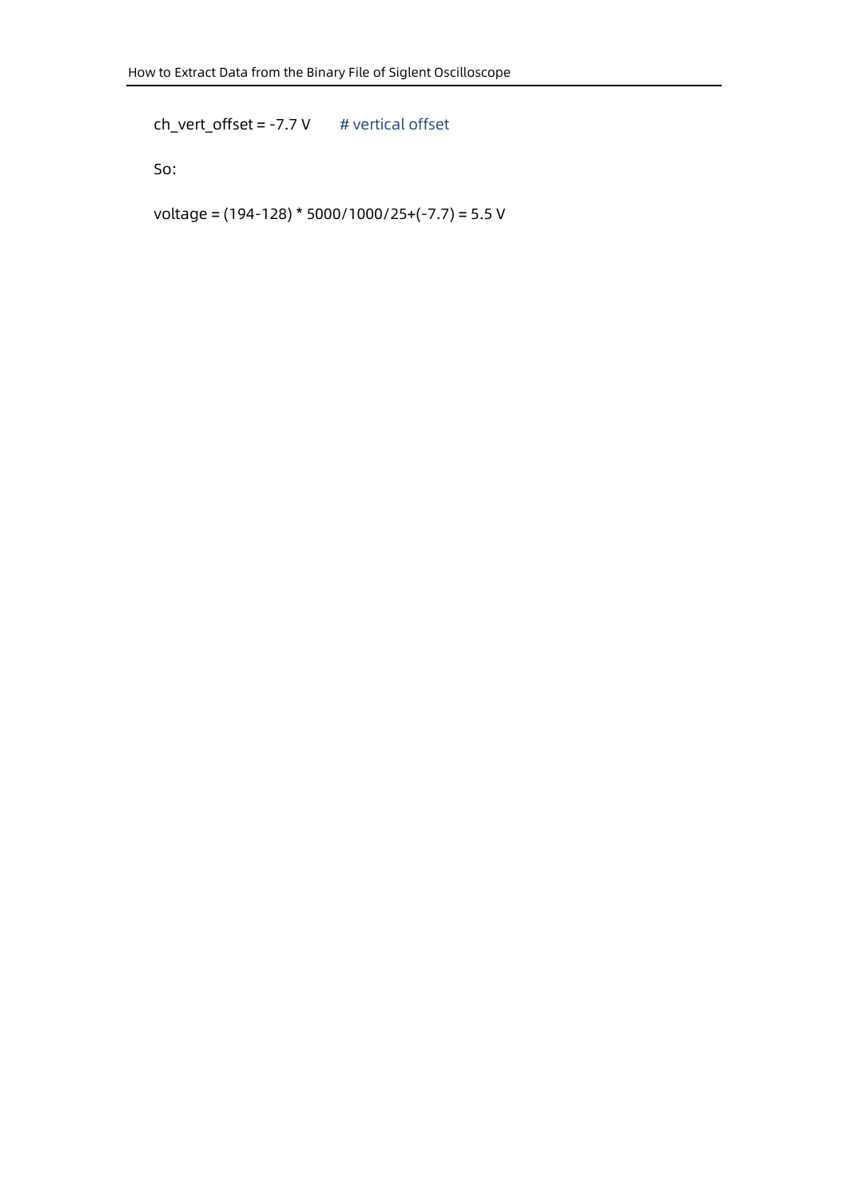ch_vert_offset = -7.7 V # vertical offset

So:

voltage = (194-128) * 5000/1000/25+(-7.7) = 5.5 V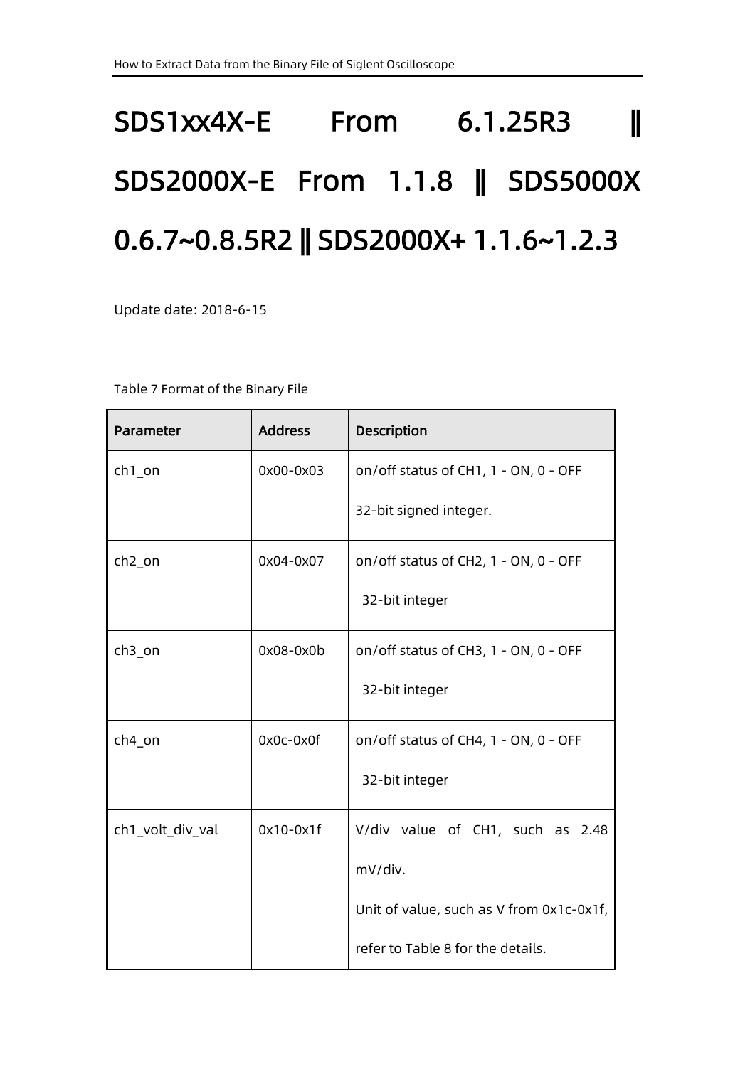# SDS1xx4X-E From 6.1.25R3 ‖ SDS2000X-E From 1.1.8 ‖ SDS5000X 0.6.7~0.8.5R2 ‖ SDS2000X+ 1.1.6~1.2.3

Update date: 2018-6-15

Table 7 Format of the Binary File

| Parameter | Address | Description |
|---|---|---|
| ch1_on | 0x00-0x03 | on/off status of CH1, 1 - ON, 0 - OFF<br>32-bit signed integer. |
| ch2_on | 0x04-0x07 | on/off status of CH2, 1 - ON, 0 - OFF<br>32-bit integer |
| ch3_on | 0x08-0x0b | on/off status of CH3, 1 - ON, 0 - OFF<br>32-bit integer |
| ch4_on | 0x0c-0x0f | on/off status of CH4, 1 - ON, 0 - OFF<br>32-bit integer |
| ch1_volt_div_val | 0x10-0x1f | V/div value of CH1, such as 2.48 mV/div.<br>Unit of value, such as V from 0x1c-0x1f, refer to Table 8 for the details. |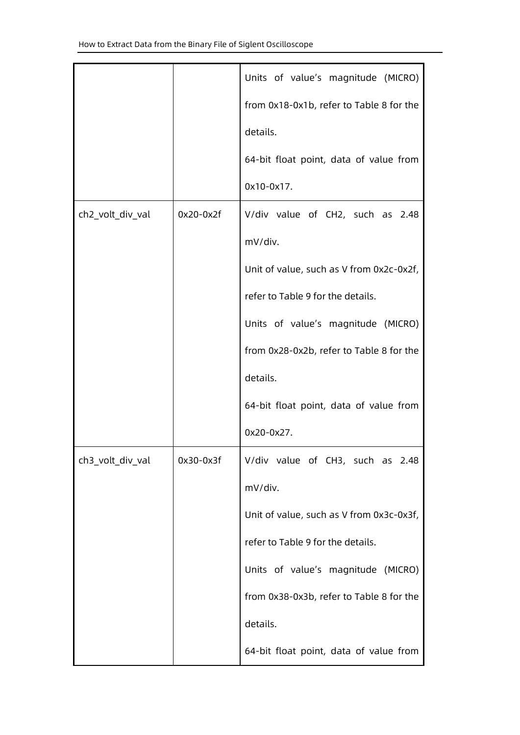| | | |
|---|---|---|
| | | Units of value's magnitude (MICRO) from 0x18-0x1b, refer to Table 8 for the details.<br>64-bit float point, data of value from 0x10-0x17. |
| ch2_volt_div_val | 0x20-0x2f | V/div value of CH2, such as 2.48 mV/div.<br>Unit of value, such as V from 0x2c-0x2f, refer to Table 9 for the details.<br>Units of value's magnitude (MICRO) from 0x28-0x2b, refer to Table 8 for the details.<br>64-bit float point, data of value from 0x20-0x27. |
| ch3_volt_div_val | 0x30-0x3f | V/div value of CH3, such as 2.48 mV/div.<br>Unit of value, such as V from 0x3c-0x3f, refer to Table 9 for the details.<br>Units of value's magnitude (MICRO) from 0x38-0x3b, refer to Table 8 for the details.<br>64-bit float point, data of value from |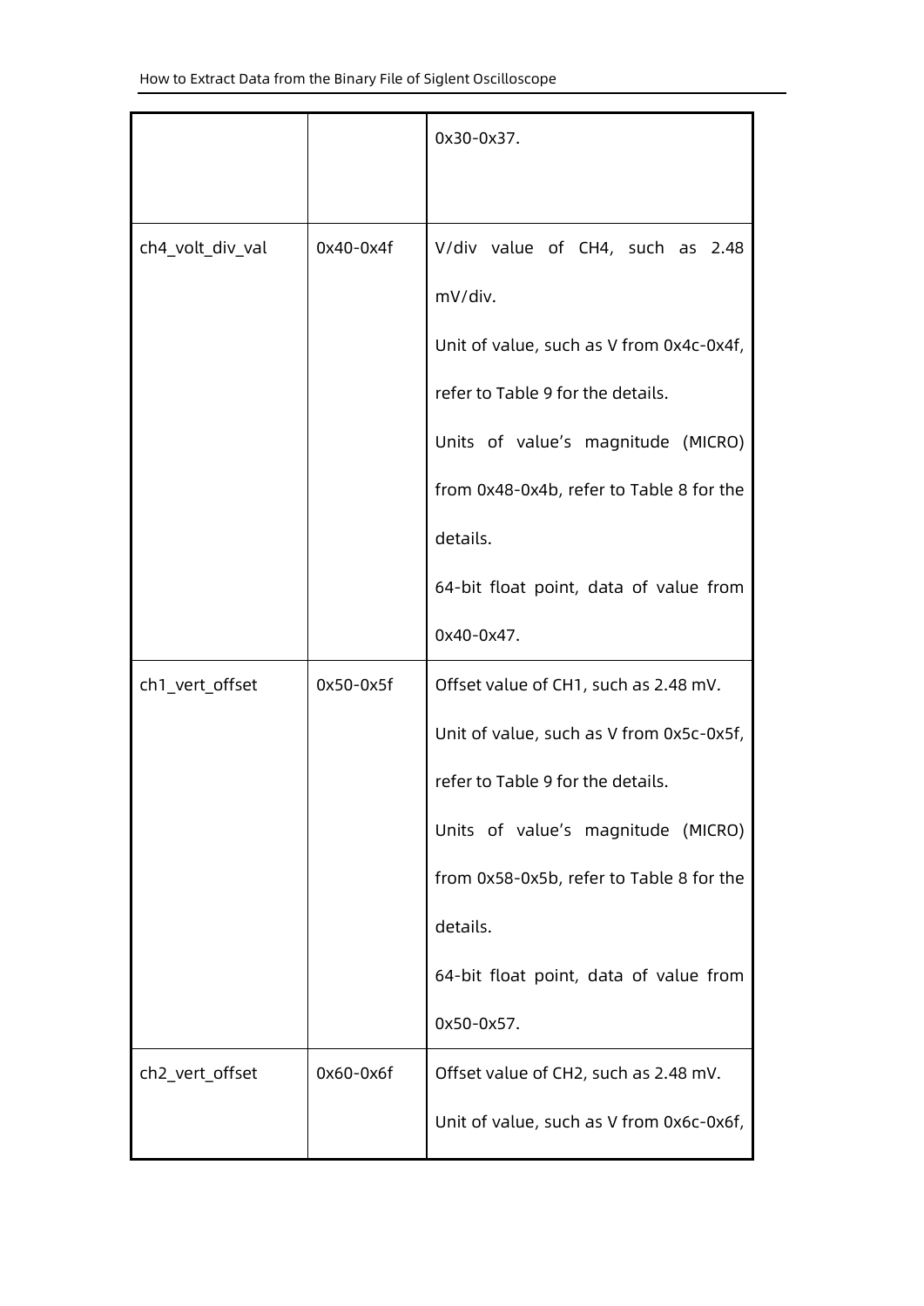|  |  |  |
|---|---|---|
|  |  | 0x30-0x37. |
| ch4_volt_div_val | 0x40-0x4f | V/div value of CH4, such as 2.48 mV/div.<br>Unit of value, such as V from 0x4c-0x4f, refer to Table 9 for the details.<br>Units of value's magnitude (MICRO) from 0x48-0x4b, refer to Table 8 for the details.<br>64-bit float point, data of value from 0x40-0x47. |
| ch1_vert_offset | 0x50-0x5f | Offset value of CH1, such as 2.48 mV.<br>Unit of value, such as V from 0x5c-0x5f, refer to Table 9 for the details.<br>Units of value's magnitude (MICRO) from 0x58-0x5b, refer to Table 8 for the details.<br>64-bit float point, data of value from 0x50-0x57. |
| ch2_vert_offset | 0x60-0x6f | Offset value of CH2, such as 2.48 mV.<br>Unit of value, such as V from 0x6c-0x6f, |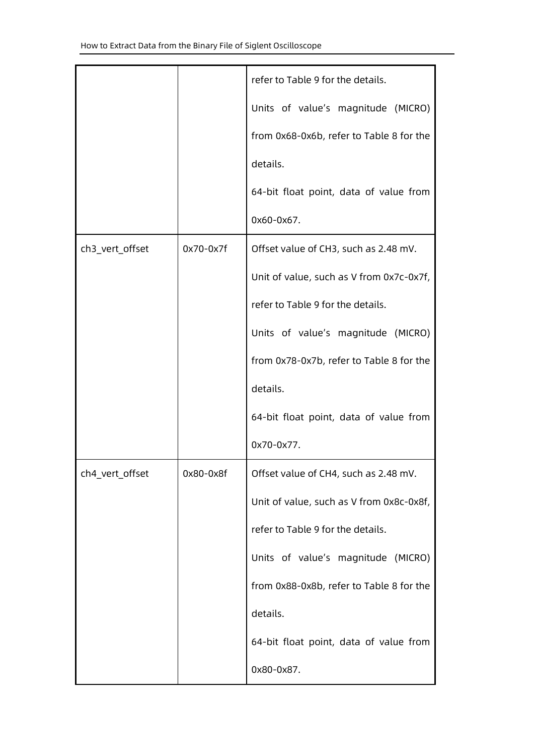| | | |
|---|---|---|
| | | refer to Table 9 for the details. Units of value's magnitude (MICRO) from 0x68-0x6b, refer to Table 8 for the details. 64-bit float point, data of value from 0x60-0x67. |
| ch3_vert_offset | 0x70-0x7f | Offset value of CH3, such as 2.48 mV. Unit of value, such as V from 0x7c-0x7f, refer to Table 9 for the details. Units of value's magnitude (MICRO) from 0x78-0x7b, refer to Table 8 for the details. 64-bit float point, data of value from 0x70-0x77. |
| ch4_vert_offset | 0x80-0x8f | Offset value of CH4, such as 2.48 mV. Unit of value, such as V from 0x8c-0x8f, refer to Table 9 for the details. Units of value's magnitude (MICRO) from 0x88-0x8b, refer to Table 8 for the details. 64-bit float point, data of value from 0x80-0x87. |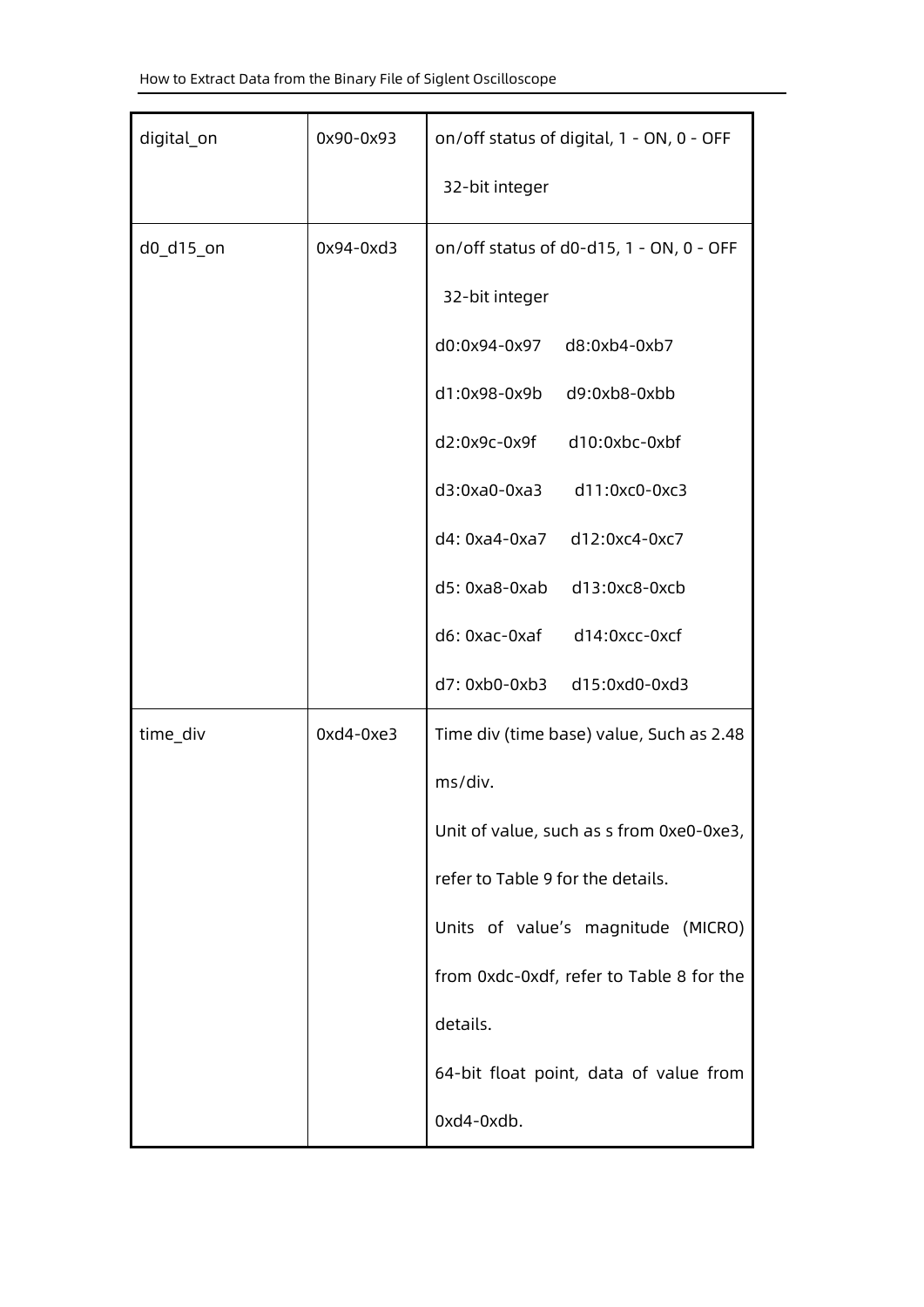| | | |
|---|---|---|
| digital_on | 0x90-0x93 | on/off status of digital, 1 - ON, 0 - OFF<br>32-bit integer |
| d0_d15_on | 0x94-0xd3 | on/off status of d0-d15, 1 - ON, 0 - OFF<br>32-bit integer<br>d0:0x94-0x97 d8:0xb4-0xb7<br>d1:0x98-0x9b d9:0xb8-0xbb<br>d2:0x9c-0x9f d10:0xbc-0xbf<br>d3:0xa0-0xa3 d11:0xc0-0xc3<br>d4: 0xa4-0xa7 d12:0xc4-0xc7<br>d5: 0xa8-0xab d13:0xc8-0xcb<br>d6: 0xac-0xaf d14:0xcc-0xcf<br>d7: 0xb0-0xb3 d15:0xd0-0xd3 |
| time_div | 0xd4-0xe3 | Time div (time base) value, Such as 2.48 ms/div.<br>Unit of value, such as s from 0xe0-0xe3, refer to Table 9 for the details.<br>Units of value's magnitude (MICRO) from 0xdc-0xdf, refer to Table 8 for the details.<br>64-bit float point, data of value from 0xd4-0xdb. |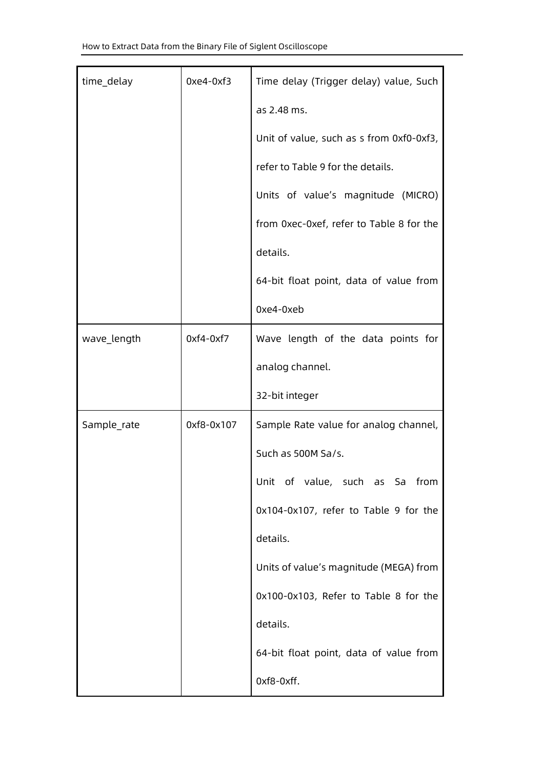| | | |
|---|---|---|
| time_delay | 0xe4-0xf3 | Time delay (Trigger delay) value, Such as 2.48 ms.<br>Unit of value, such as s from 0xf0-0xf3, refer to Table 9 for the details.<br>Units of value's magnitude (MICRO) from 0xec-0xef, refer to Table 8 for the details.<br>64-bit float point, data of value from 0xe4-0xeb |
| wave_length | 0xf4-0xf7 | Wave length of the data points for analog channel.<br>32-bit integer |
| Sample_rate | 0xf8-0x107 | Sample Rate value for analog channel, Such as 500M Sa/s.<br>Unit of value, such as Sa from 0x104-0x107, refer to Table 9 for the details.<br>Units of value's magnitude (MEGA) from 0x100-0x103, Refer to Table 8 for the details.<br>64-bit float point, data of value from 0xf8-0xff. |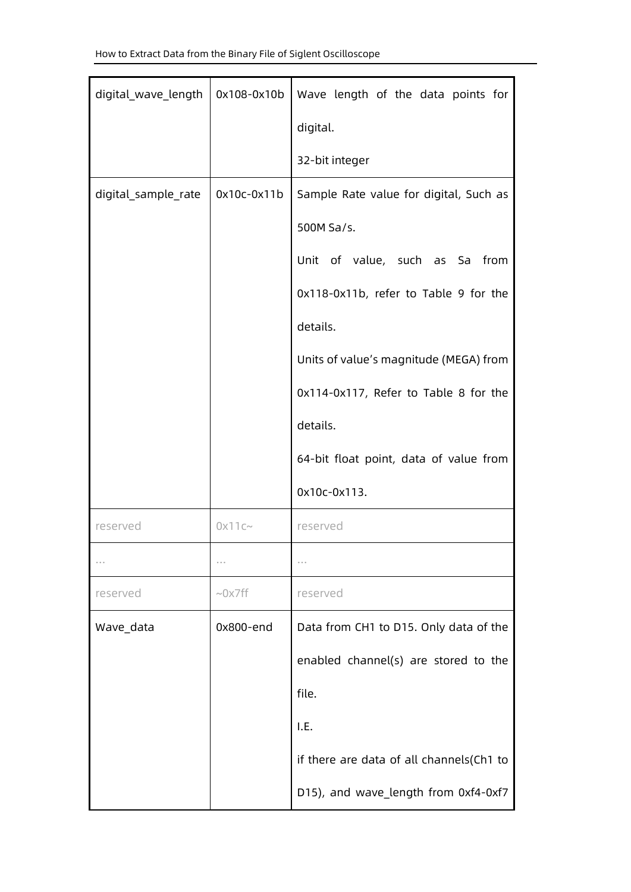| | | |
|---|---|---|
| digital_wave_length | 0x108-0x10b | Wave length of the data points for digital.<br>32-bit integer |
| digital_sample_rate | 0x10c-0x11b | Sample Rate value for digital, Such as 500M Sa/s.<br>Unit of value, such as Sa from 0x118-0x11b, refer to Table 9 for the details.<br>Units of value's magnitude (MEGA) from 0x114-0x117, Refer to Table 8 for the details.<br>64-bit float point, data of value from 0x10c-0x113. |
| reserved | 0x11c~ | reserved |
| … | … | … |
| reserved | ~0x7ff | reserved |
| Wave_data | 0x800-end | Data from CH1 to D15. Only data of the enabled channel(s) are stored to the file.<br>I.E.<br>if there are data of all channels(Ch1 to D15), and wave_length from 0xf4-0xf7 |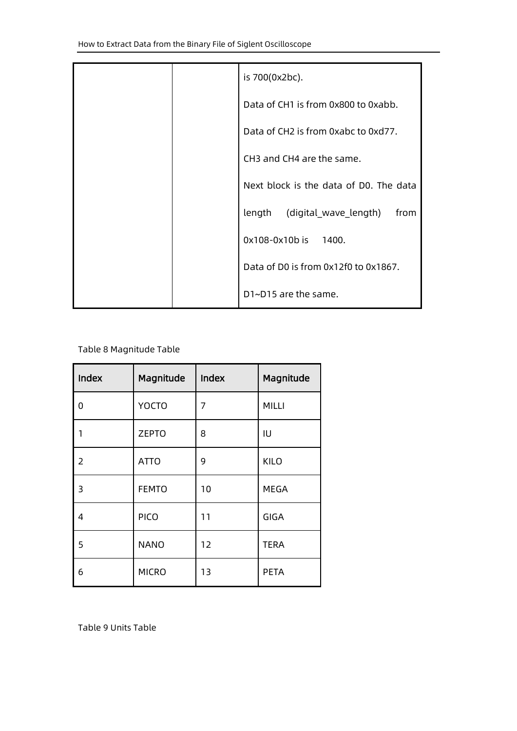| | | |
|---|---|---|
| | | is 700(0x2bc).<br><br>Data of CH1 is from 0x800 to 0xabb.<br><br>Data of CH2 is from 0xabc to 0xd77.<br><br>CH3 and CH4 are the same.<br><br>Next block is the data of D0. The data length (digital_wave_length) from 0x108-0x10b is 1400.<br><br>Data of D0 is from 0x12f0 to 0x1867.<br><br>D1~D15 are the same. |

Table 8 Magnitude Table

| Index | Magnitude | Index | Magnitude |
|---|---|---|---|
| 0 | YOCTO | 7 | MILLI |
| 1 | ZEPTO | 8 | IU |
| 2 | ATTO | 9 | KILO |
| 3 | FEMTO | 10 | MEGA |
| 4 | PICO | 11 | GIGA |
| 5 | NANO | 12 | TERA |
| 6 | MICRO | 13 | PETA |

Table 9 Units Table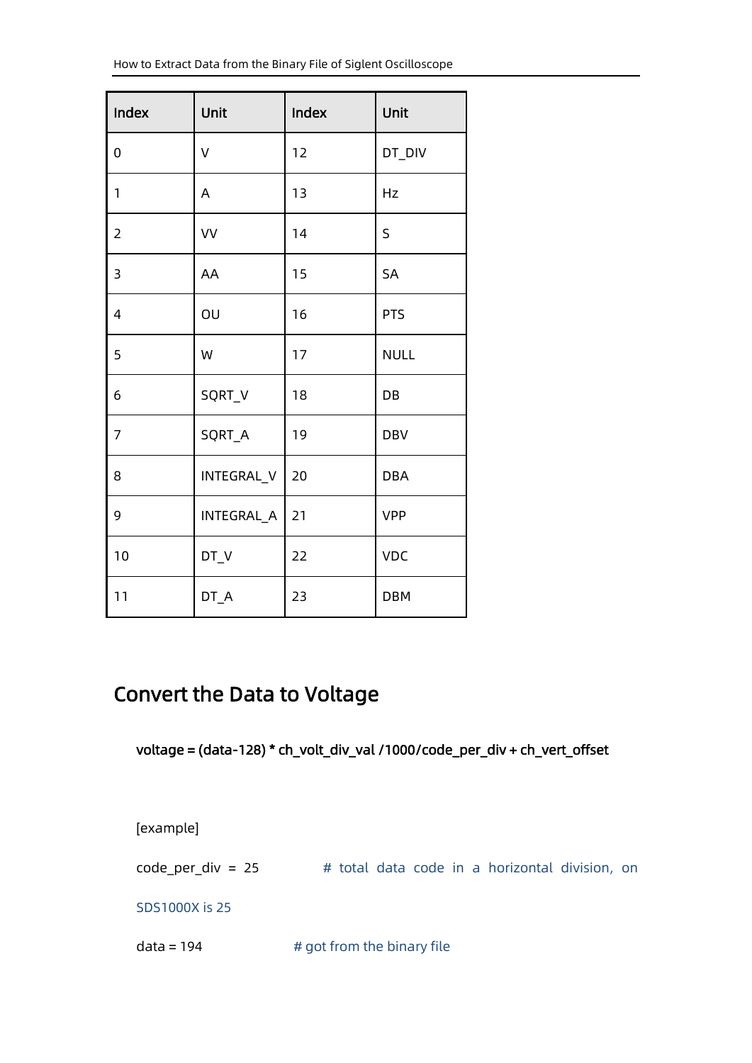| Index | Unit | Index | Unit |
| --- | --- | --- | --- |
| 0 | V | 12 | DT_DIV |
| 1 | A | 13 | Hz |
| 2 | VV | 14 | S |
| 3 | AA | 15 | SA |
| 4 | OU | 16 | PTS |
| 5 | W | 17 | NULL |
| 6 | SQRT_V | 18 | DB |
| 7 | SQRT_A | 19 | DBV |
| 8 | INTEGRAL_V | 20 | DBA |
| 9 | INTEGRAL_A | 21 | VPP |
| 10 | DT_V | 22 | VDC |
| 11 | DT_A | 23 | DBM |

## Convert the Data to Voltage

**voltage = (data-128) * ch_volt_div_val /1000/code_per_div + ch_vert_offset**

[example]

```
code_per_div = 25          # total data code in a horizontal division, on SDS1000X is 25

data = 194                 # got from the binary file
```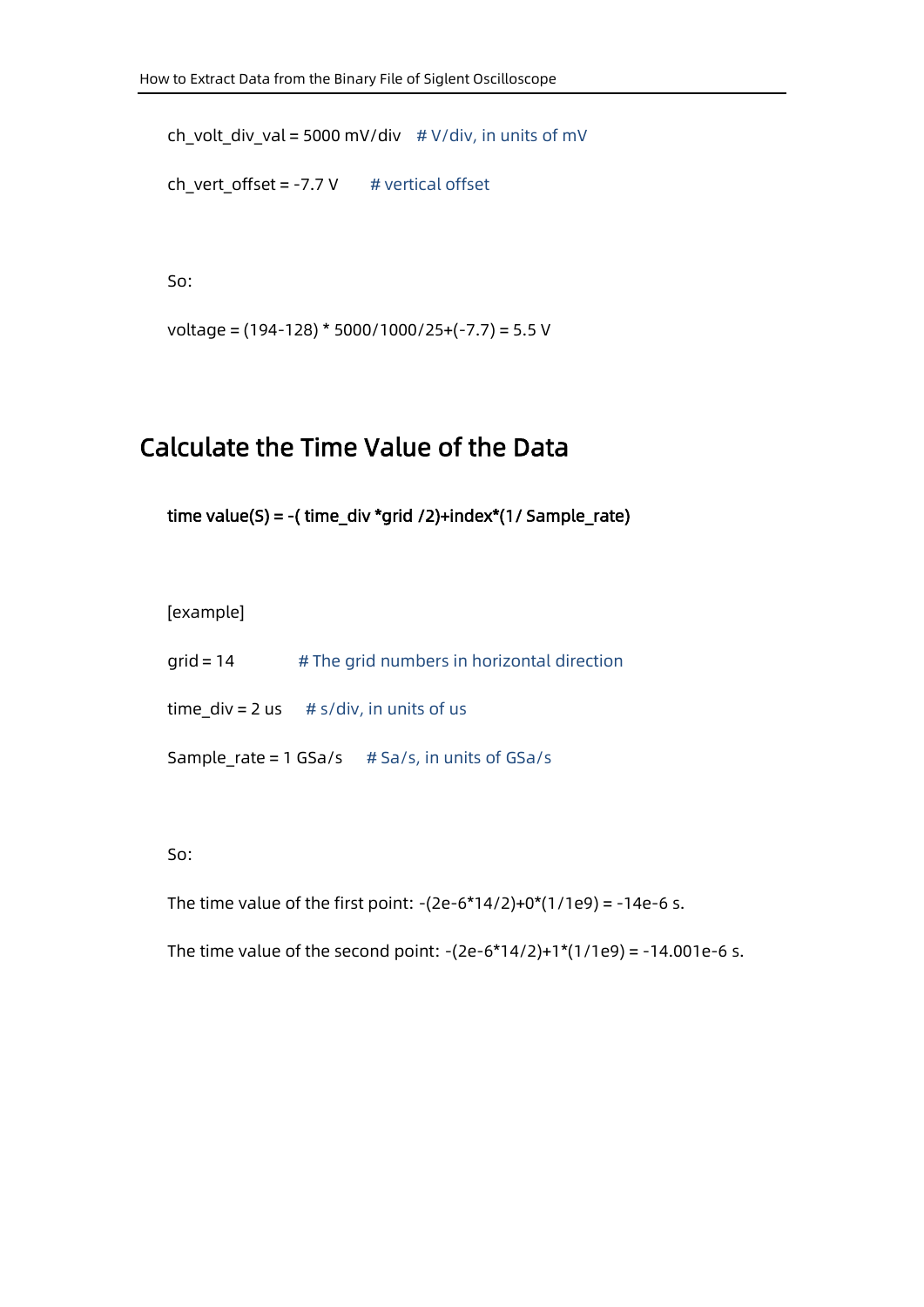ch_volt_div_val = 5000 mV/div   # V/div, in units of mV

ch_vert_offset = -7.7 V   # vertical offset

So:

voltage = (194-128) * 5000/1000/25+(-7.7) = 5.5 V

## Calculate the Time Value of the Data

**time value(S) = -( time_div *grid /2)+index*(1/ Sample_rate)**

[example]

grid = 14   # The grid numbers in horizontal direction

time_div = 2 us   # s/div, in units of us

Sample_rate = 1 GSa/s   # Sa/s, in units of GSa/s

So:

The time value of the first point: -(2e-6*14/2)+0*(1/1e9) = -14e-6 s.

The time value of the second point: -(2e-6*14/2)+1*(1/1e9) = -14.001e-6 s.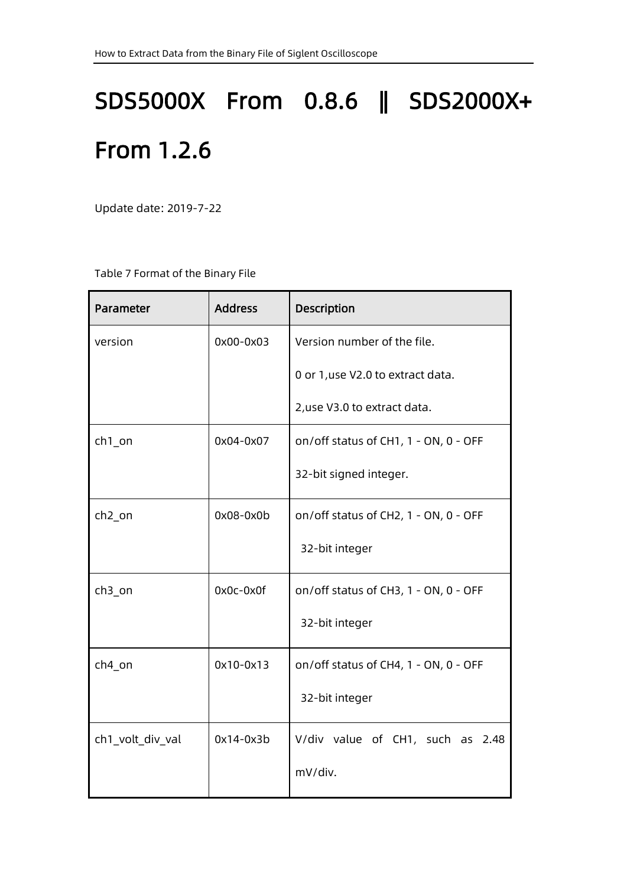# SDS5000X From 0.8.6 || SDS2000X+ From 1.2.6

Update date: 2019-7-22

Table 7 Format of the Binary File

| Parameter | Address | Description |
|---|---|---|
| version | 0x00-0x03 | Version number of the file.<br>0 or 1,use V2.0 to extract data.<br>2,use V3.0 to extract data. |
| ch1_on | 0x04-0x07 | on/off status of CH1, 1 - ON, 0 - OFF<br>32-bit signed integer. |
| ch2_on | 0x08-0x0b | on/off status of CH2, 1 - ON, 0 - OFF<br>32-bit integer |
| ch3_on | 0x0c-0x0f | on/off status of CH3, 1 - ON, 0 - OFF<br>32-bit integer |
| ch4_on | 0x10-0x13 | on/off status of CH4, 1 - ON, 0 - OFF<br>32-bit integer |
| ch1_volt_div_val | 0x14-0x3b | V/div value of CH1, such as 2.48 mV/div. |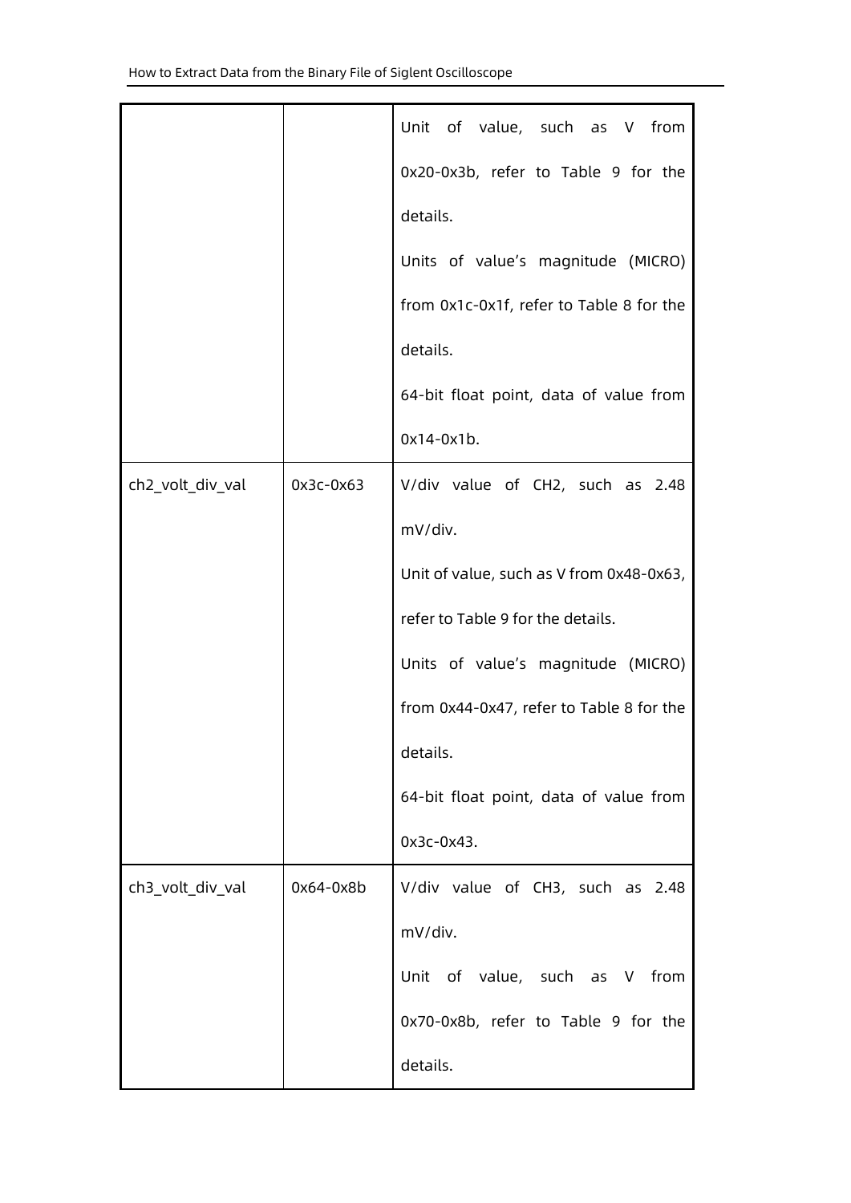| | | |
|---|---|---|
| | | Unit of value, such as V from 0x20-0x3b, refer to Table 9 for the details.<br>Units of value's magnitude (MICRO) from 0x1c-0x1f, refer to Table 8 for the details.<br>64-bit float point, data of value from 0x14-0x1b. |
| ch2_volt_div_val | 0x3c-0x63 | V/div value of CH2, such as 2.48 mV/div.<br>Unit of value, such as V from 0x48-0x63, refer to Table 9 for the details.<br>Units of value's magnitude (MICRO) from 0x44-0x47, refer to Table 8 for the details.<br>64-bit float point, data of value from 0x3c-0x43. |
| ch3_volt_div_val | 0x64-0x8b | V/div value of CH3, such as 2.48 mV/div.<br>Unit of value, such as V from 0x70-0x8b, refer to Table 9 for the details. |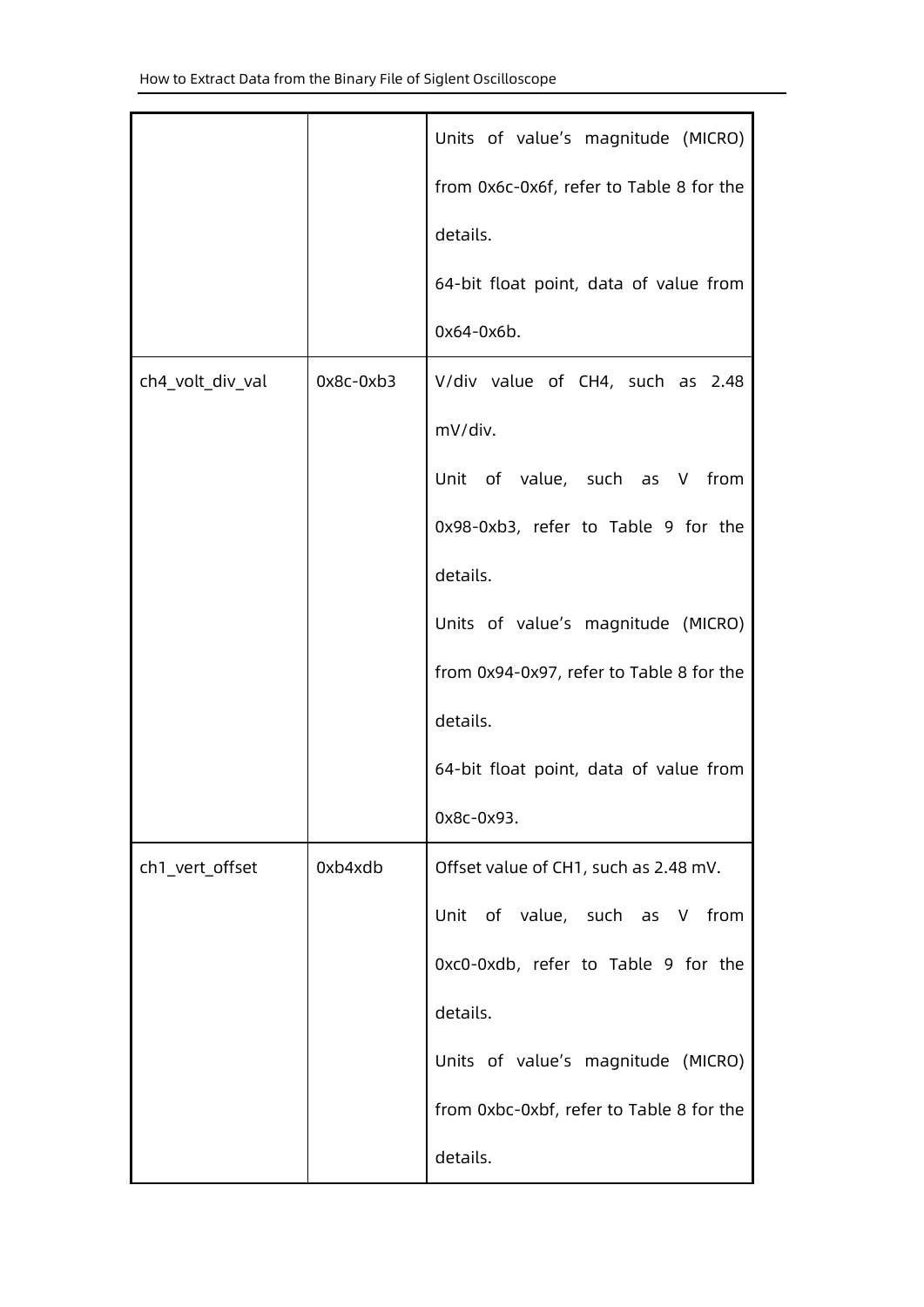| | | |
|---|---|---|
| | | Units of value's magnitude (MICRO) from 0x6c-0x6f, refer to Table 8 for the details.<br>64-bit float point, data of value from 0x64-0x6b. |
| ch4_volt_div_val | 0x8c-0xb3 | V/div value of CH4, such as 2.48 mV/div.<br>Unit of value, such as V from 0x98-0xb3, refer to Table 9 for the details.<br>Units of value's magnitude (MICRO) from 0x94-0x97, refer to Table 8 for the details.<br>64-bit float point, data of value from 0x8c-0x93. |
| ch1_vert_offset | 0xb4xdb | Offset value of CH1, such as 2.48 mV.<br>Unit of value, such as V from 0xc0-0xdb, refer to Table 9 for the details.<br>Units of value's magnitude (MICRO) from 0xbc-0xbf, refer to Table 8 for the details. |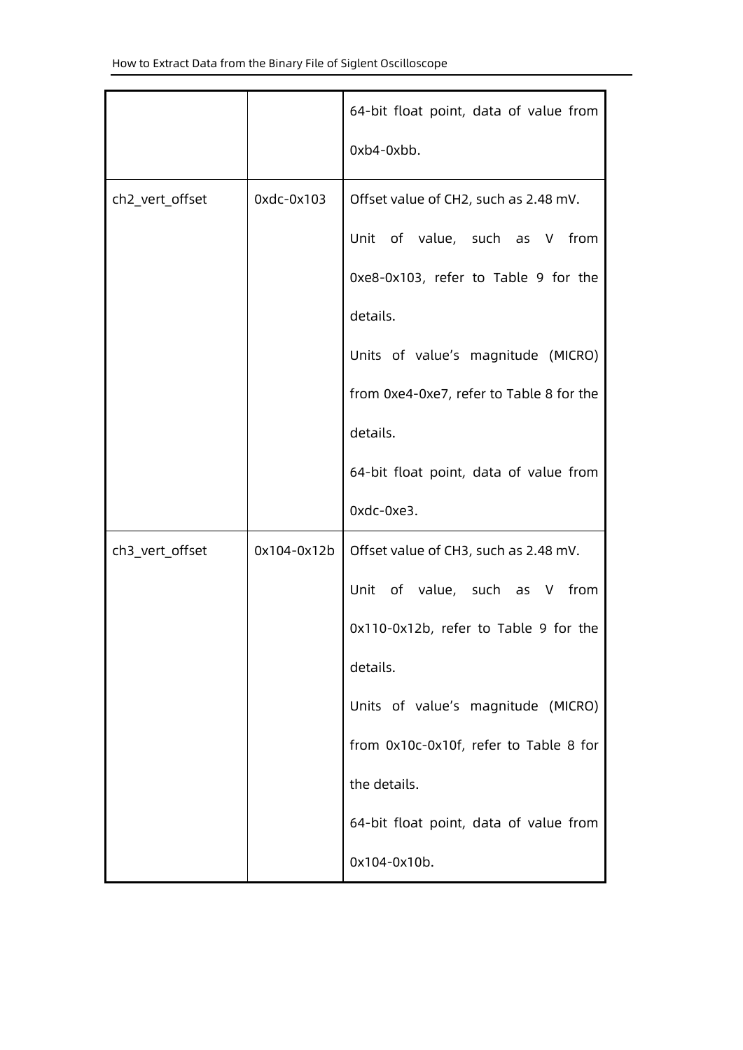| | | |
|---|---|---|
| | | 64-bit float point, data of value from 0xb4-0xbb. |
| ch2_vert_offset | 0xdc-0x103 | Offset value of CH2, such as 2.48 mV.<br>Unit of value, such as V from 0xe8-0x103, refer to Table 9 for the details.<br>Units of value’s magnitude (MICRO) from 0xe4-0xe7, refer to Table 8 for the details.<br>64-bit float point, data of value from 0xdc-0xe3. |
| ch3_vert_offset | 0x104-0x12b | Offset value of CH3, such as 2.48 mV.<br>Unit of value, such as V from 0x110-0x12b, refer to Table 9 for the details.<br>Units of value’s magnitude (MICRO) from 0x10c-0x10f, refer to Table 8 for the details.<br>64-bit float point, data of value from 0x104-0x10b. |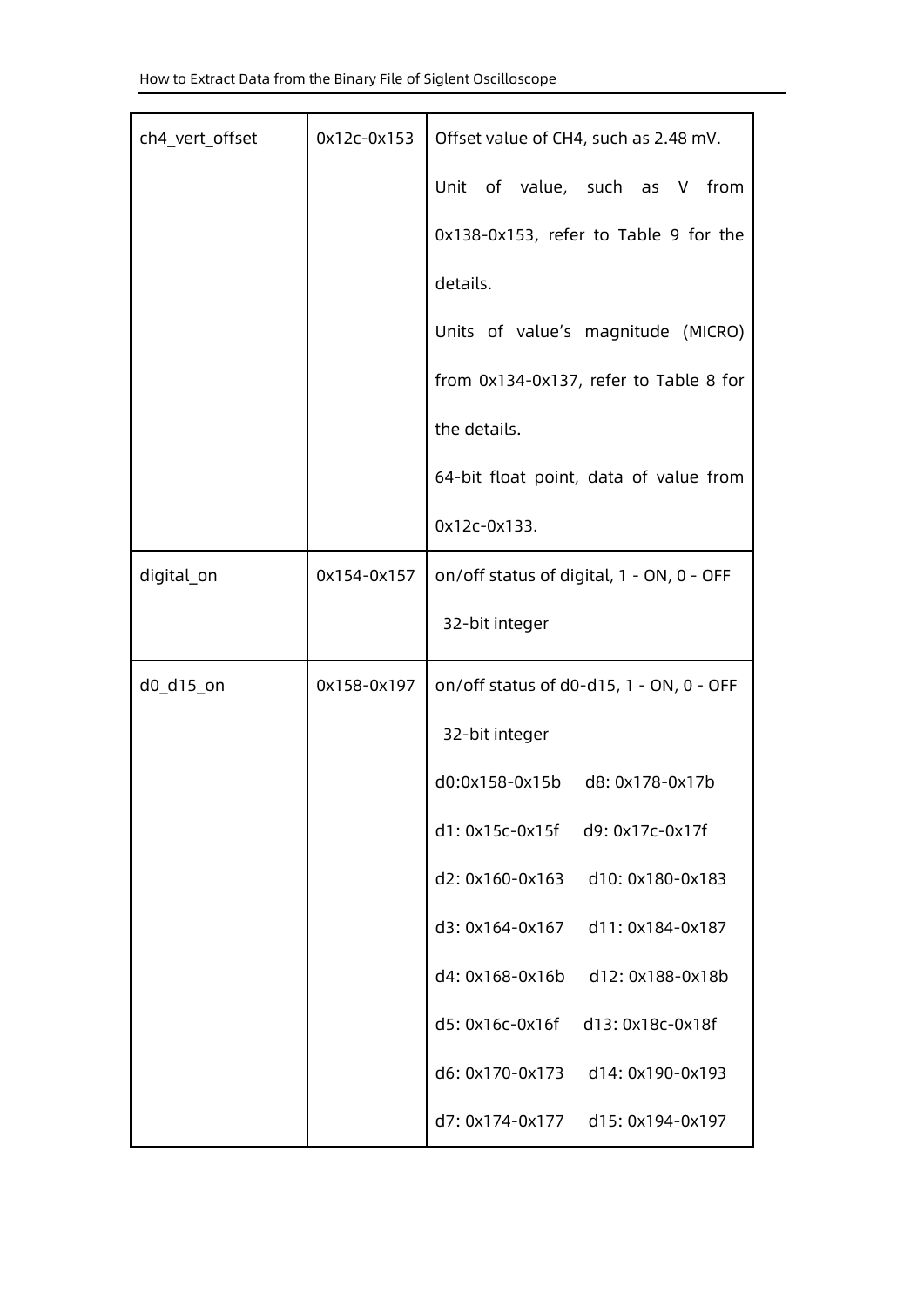| | | |
|---|---|---|
| ch4_vert_offset | 0x12c-0x153 | Offset value of CH4, such as 2.48 mV.<br>Unit of value, such as V from 0x138-0x153, refer to Table 9 for the details.<br>Units of value's magnitude (MICRO) from 0x134-0x137, refer to Table 8 for the details.<br>64-bit float point, data of value from 0x12c-0x133. |
| digital_on | 0x154-0x157 | on/off status of digital, 1 - ON, 0 - OFF<br>32-bit integer |
| d0_d15_on | 0x158-0x197 | on/off status of d0-d15, 1 - ON, 0 - OFF<br>32-bit integer<br>d0:0x158-0x15b d8: 0x178-0x17b<br>d1: 0x15c-0x15f d9: 0x17c-0x17f<br>d2: 0x160-0x163 d10: 0x180-0x183<br>d3: 0x164-0x167 d11: 0x184-0x187<br>d4: 0x168-0x16b d12: 0x188-0x18b<br>d5: 0x16c-0x16f d13: 0x18c-0x18f<br>d6: 0x170-0x173 d14: 0x190-0x193<br>d7: 0x174-0x177 d15: 0x194-0x197 |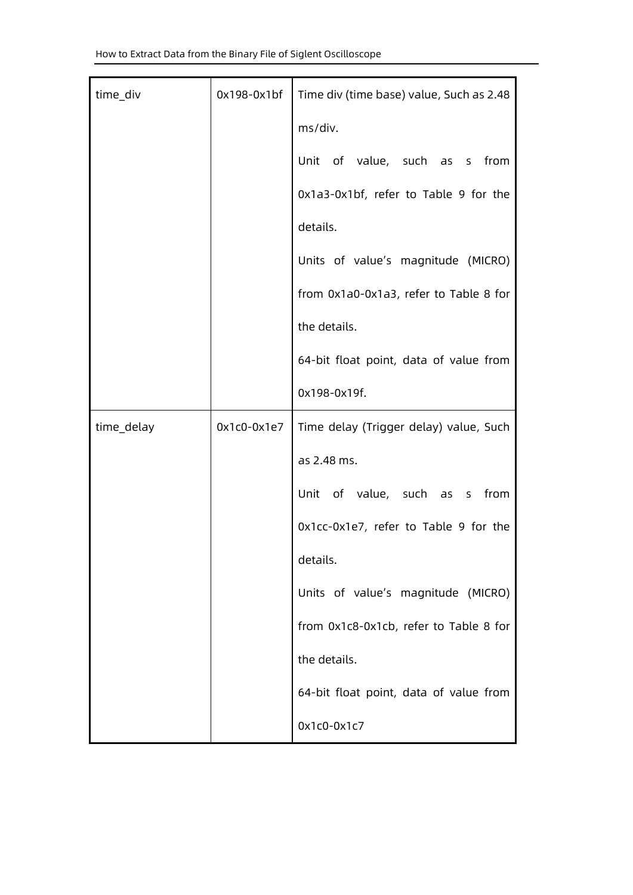| | | |
|---|---|---|
| time_div | 0x198-0x1bf | Time div (time base) value, Such as 2.48 ms/div.<br>Unit of value, such as s from 0x1a3-0x1bf, refer to Table 9 for the details.<br>Units of value's magnitude (MICRO) from 0x1a0-0x1a3, refer to Table 8 for the details.<br>64-bit float point, data of value from 0x198-0x19f. |
| time_delay | 0x1c0-0x1e7 | Time delay (Trigger delay) value, Such as 2.48 ms.<br>Unit of value, such as s from 0x1cc-0x1e7, refer to Table 9 for the details.<br>Units of value's magnitude (MICRO) from 0x1c8-0x1cb, refer to Table 8 for the details.<br>64-bit float point, data of value from 0x1c0-0x1c7 |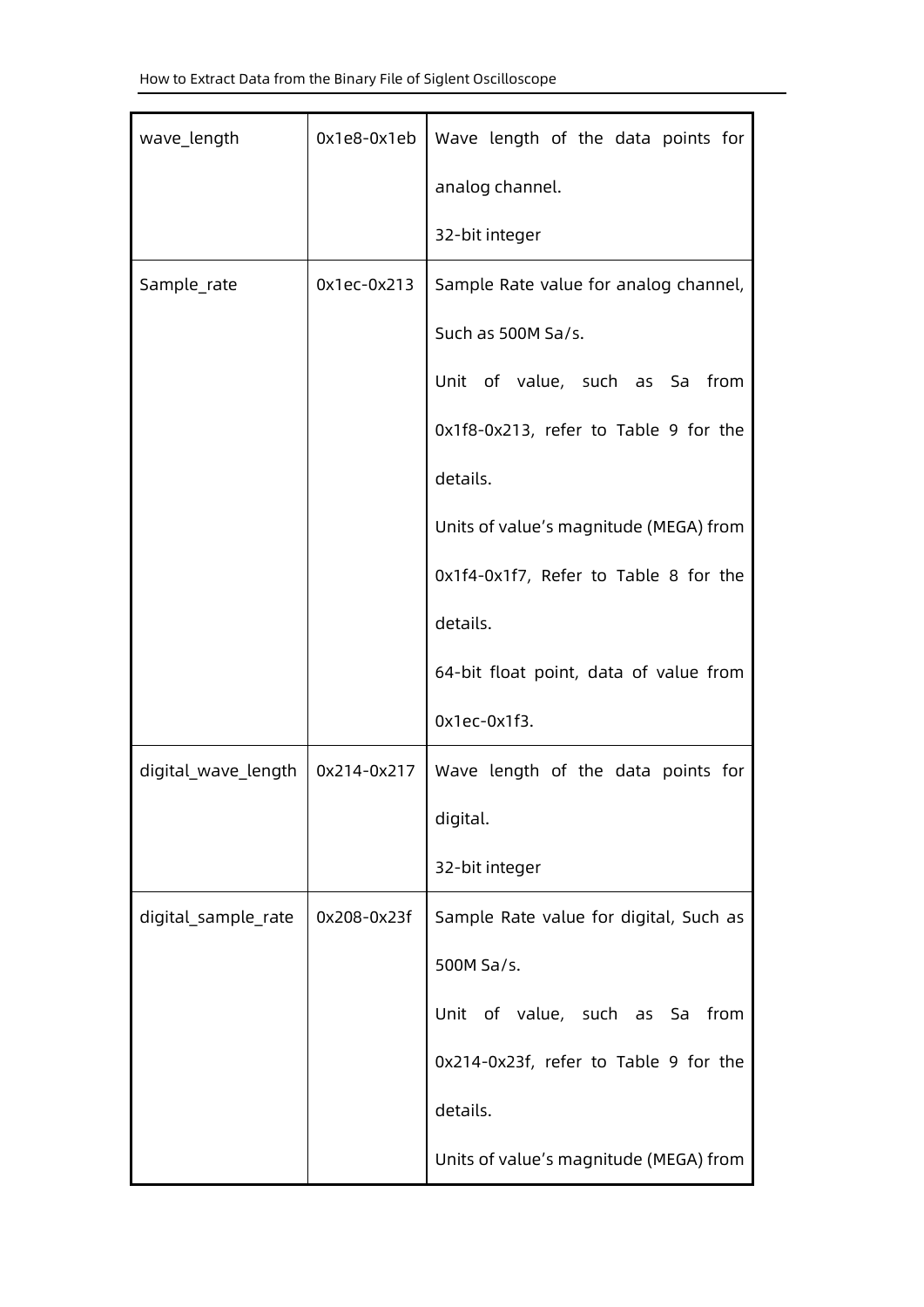| | | |
|---|---|---|
| wave_length | 0x1e8-0x1eb | Wave length of the data points for analog channel.<br>32-bit integer |
| Sample_rate | 0x1ec-0x213 | Sample Rate value for analog channel, Such as 500M Sa/s.<br>Unit of value, such as Sa from 0x1f8-0x213, refer to Table 9 for the details.<br>Units of value's magnitude (MEGA) from 0x1f4-0x1f7, Refer to Table 8 for the details.<br>64-bit float point, data of value from 0x1ec-0x1f3. |
| digital_wave_length | 0x214-0x217 | Wave length of the data points for digital.<br>32-bit integer |
| digital_sample_rate | 0x208-0x23f | Sample Rate value for digital, Such as 500M Sa/s.<br>Unit of value, such as Sa from 0x214-0x23f, refer to Table 9 for the details.<br>Units of value's magnitude (MEGA) from |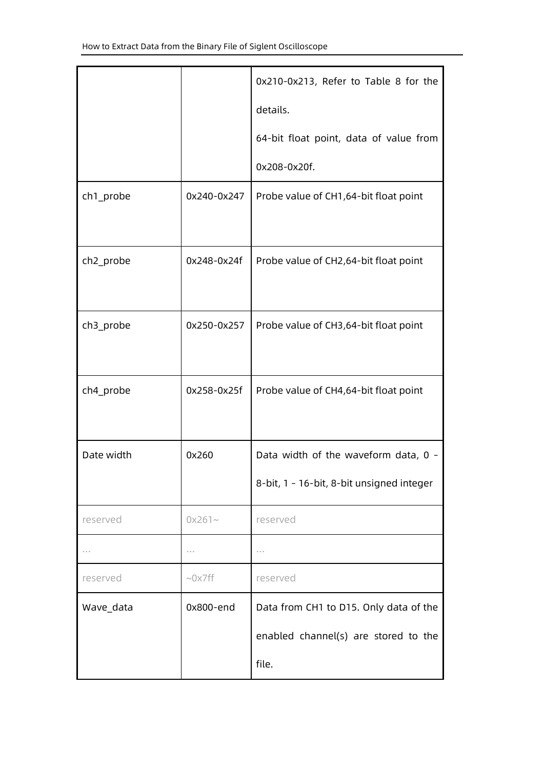| | | |
|---|---|---|
| | | 0x210-0x213, Refer to Table 8 for the details.<br>64-bit float point, data of value from 0x208-0x20f. |
| ch1_probe | 0x240-0x247 | Probe value of CH1,64-bit float point |
| ch2_probe | 0x248-0x24f | Probe value of CH2,64-bit float point |
| ch3_probe | 0x250-0x257 | Probe value of CH3,64-bit float point |
| ch4_probe | 0x258-0x25f | Probe value of CH4,64-bit float point |
| Date width | 0x260 | Data width of the waveform data, 0 – 8-bit, 1 – 16-bit, 8-bit unsigned integer |
| reserved | 0x261~ | reserved |
| … | … | … |
| reserved | ~0x7ff | reserved |
| Wave_data | 0x800-end | Data from CH1 to D15. Only data of the enabled channel(s) are stored to the file. |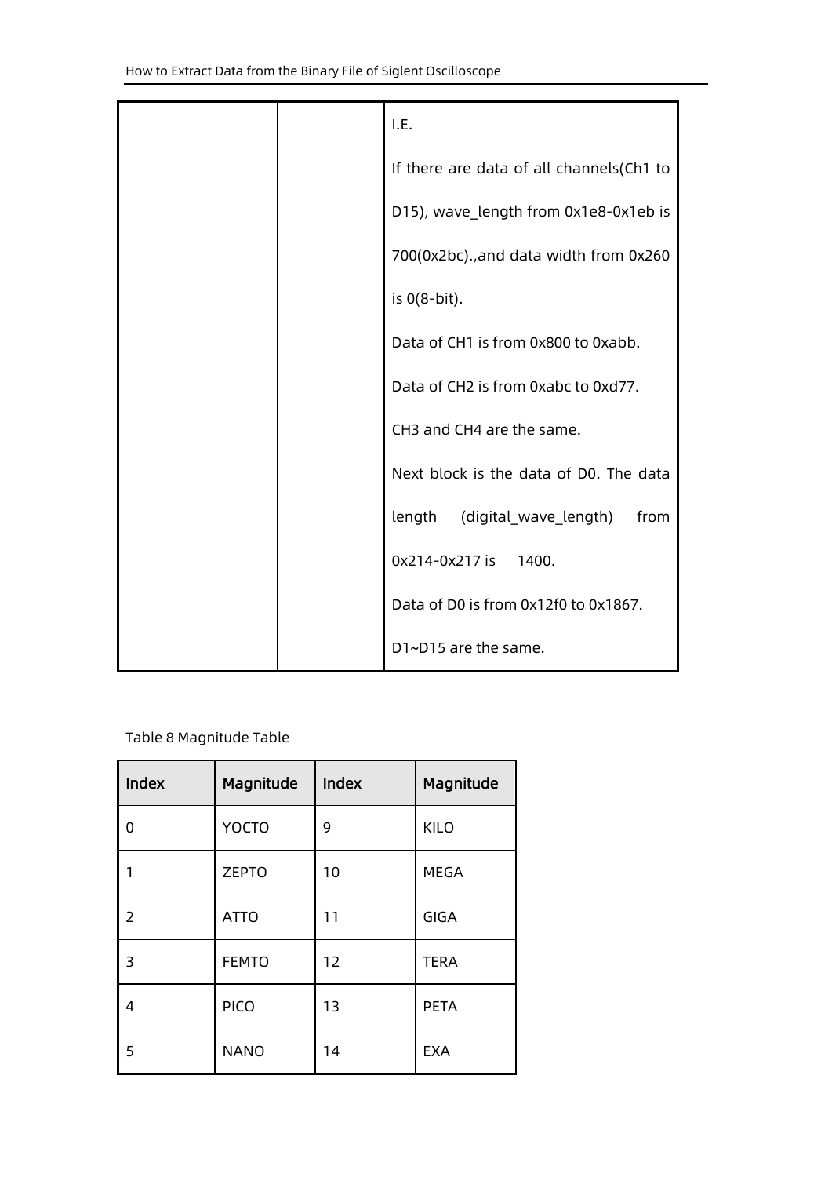| | | |
|---|---|---|
| | | I.E.<br><br>If there are data of all channels(Ch1 to D15), wave_length from 0x1e8-0x1eb is 700(0x2bc).,and data width from 0x260 is 0(8-bit).<br><br>Data of CH1 is from 0x800 to 0xabb.<br><br>Data of CH2 is from 0xabc to 0xd77.<br><br>CH3 and CH4 are the same.<br><br>Next block is the data of D0. The data length (digital_wave_length) from 0x214-0x217 is 1400.<br><br>Data of D0 is from 0x12f0 to 0x1867.<br><br>D1~D15 are the same. |

Table 8 Magnitude Table

| Index | Magnitude | Index | Magnitude |
|---|---|---|---|
| 0 | YOCTO | 9 | KILO |
| 1 | ZEPTO | 10 | MEGA |
| 2 | ATTO | 11 | GIGA |
| 3 | FEMTO | 12 | TERA |
| 4 | PICO | 13 | PETA |
| 5 | NANO | 14 | EXA |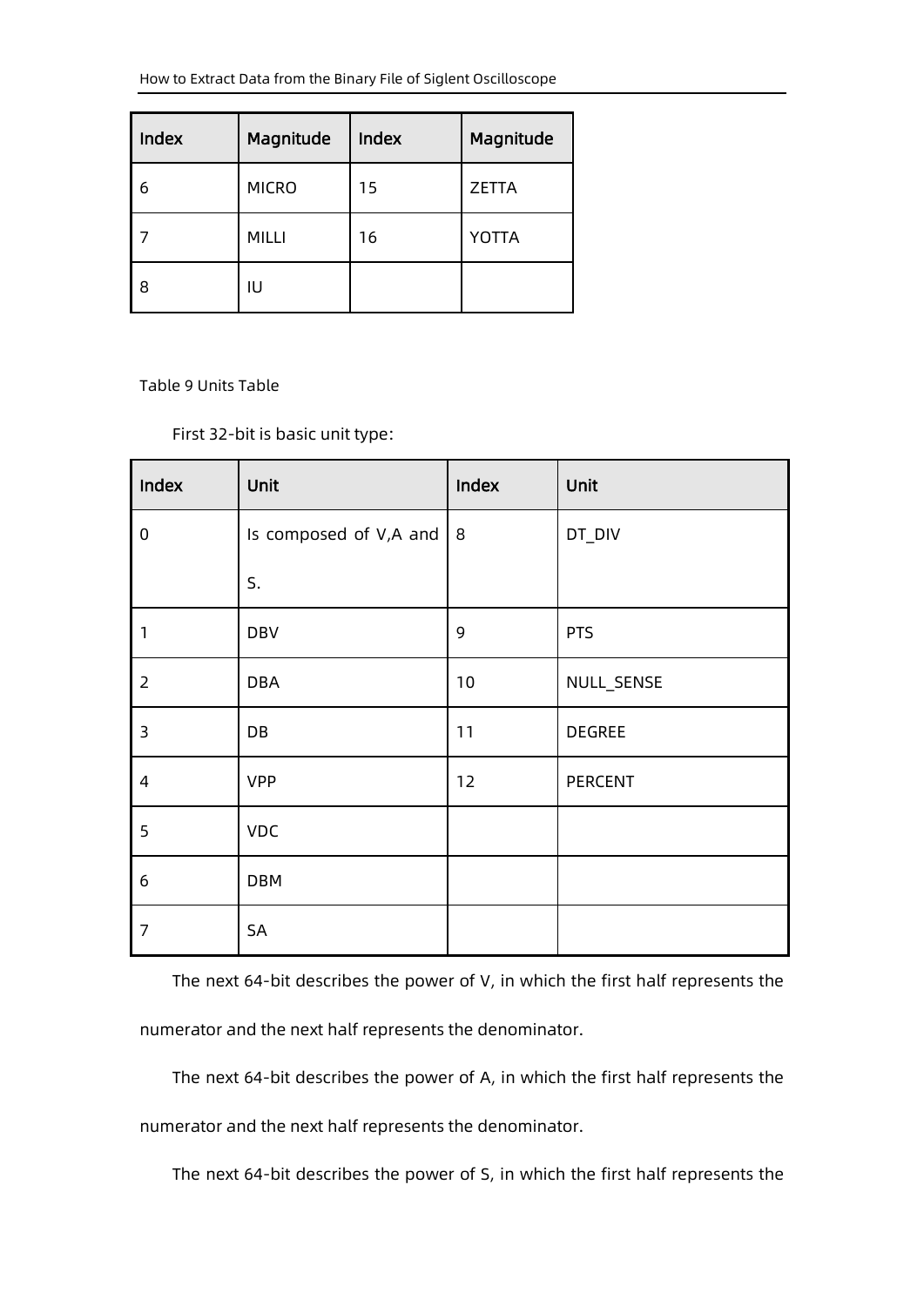| Index | Magnitude | Index | Magnitude |
| --- | --- | --- | --- |
| 6 | MICRO | 15 | ZETTA |
| 7 | MILLI | 16 | YOTTA |
| 8 | IU | | |

Table 9 Units Table

First 32-bit is basic unit type:

| Index | Unit | Index | Unit |
| --- | --- | --- | --- |
| 0 | Is composed of V,A and S. | 8 | DT_DIV |
| 1 | DBV | 9 | PTS |
| 2 | DBA | 10 | NULL_SENSE |
| 3 | DB | 11 | DEGREE |
| 4 | VPP | 12 | PERCENT |
| 5 | VDC | | |
| 6 | DBM | | |
| 7 | SA | | |

The next 64-bit describes the power of V, in which the first half represents the numerator and the next half represents the denominator.

The next 64-bit describes the power of A, in which the first half represents the numerator and the next half represents the denominator.

The next 64-bit describes the power of S, in which the first half represents the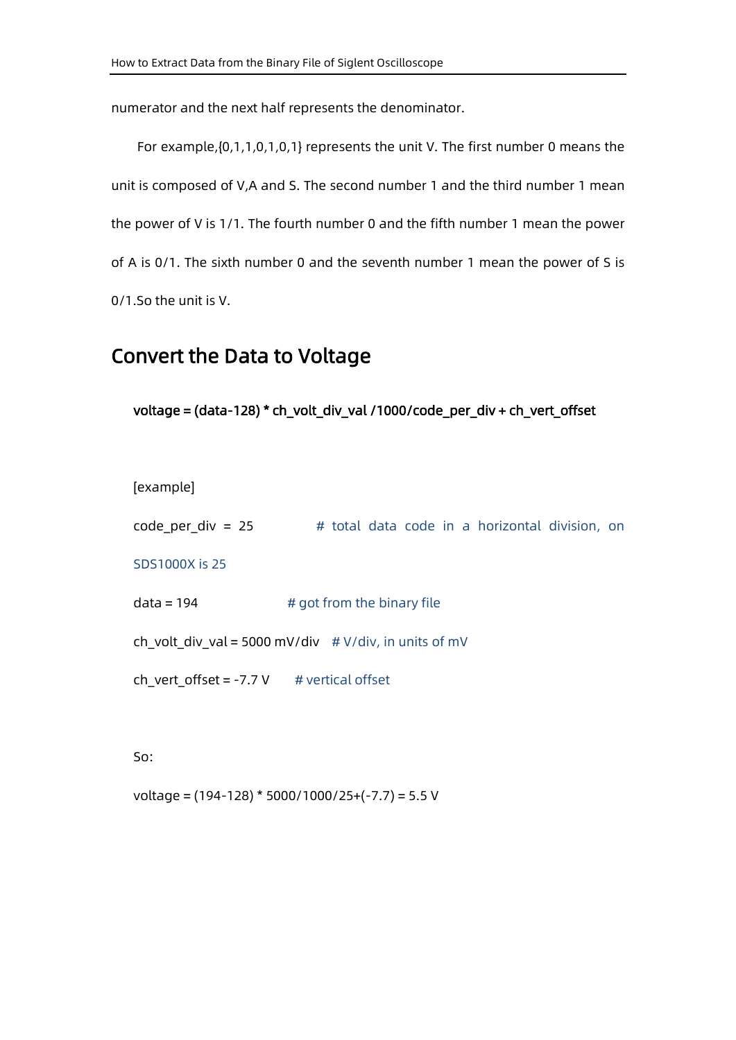numerator and the next half represents the denominator.

For example,{0,1,1,0,1,0,1} represents the unit V. The first number 0 means the unit is composed of V,A and S. The second number 1 and the third number 1 mean the power of V is 1/1. The fourth number 0 and the fifth number 1 mean the power of A is 0/1. The sixth number 0 and the seventh number 1 mean the power of S is 0/1.So the unit is V.

## Convert the Data to Voltage

**voltage = (data-128) * ch_volt_div_val /1000/code_per_div + ch_vert_offset**

[example]

code_per_div = 25 # total data code in a horizontal division, on SDS1000X is 25

data = 194 # got from the binary file

ch_volt_div_val = 5000 mV/div # V/div, in units of mV

ch_vert_offset = -7.7 V # vertical offset

So:

voltage = (194-128) * 5000/1000/25+(-7.7) = 5.5 V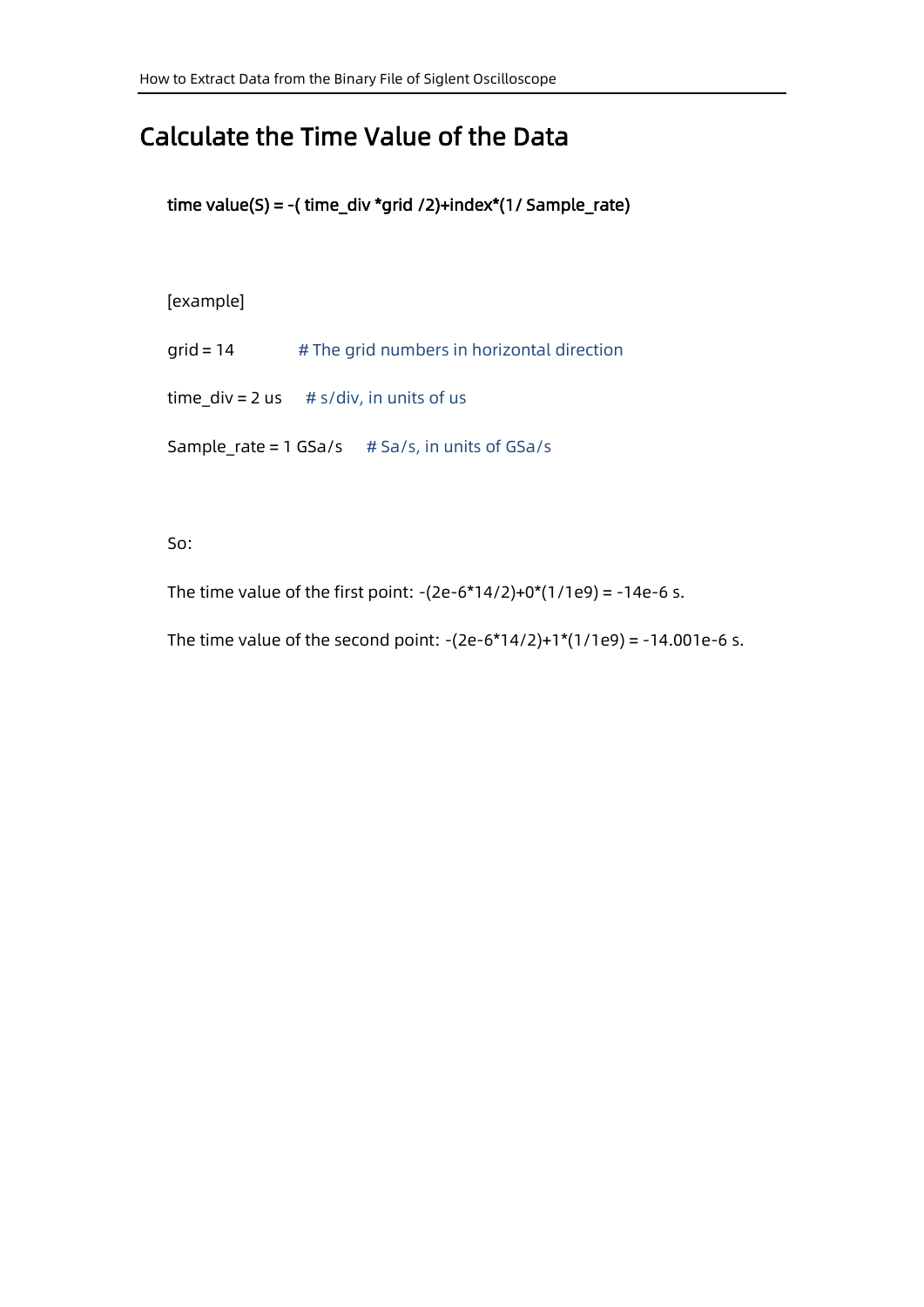# Calculate the Time Value of the Data

**time value(S) = -( time_div *grid /2)+index*(1/ Sample_rate)**

[example]

grid = 14 # The grid numbers in horizontal direction

time_div = 2 us # s/div, in units of us

Sample_rate = 1 GSa/s # Sa/s, in units of GSa/s

So:

The time value of the first point: -(2e-6*14/2)+0*(1/1e9) = -14e-6 s.

The time value of the second point: -(2e-6*14/2)+1*(1/1e9) = -14.001e-6 s.